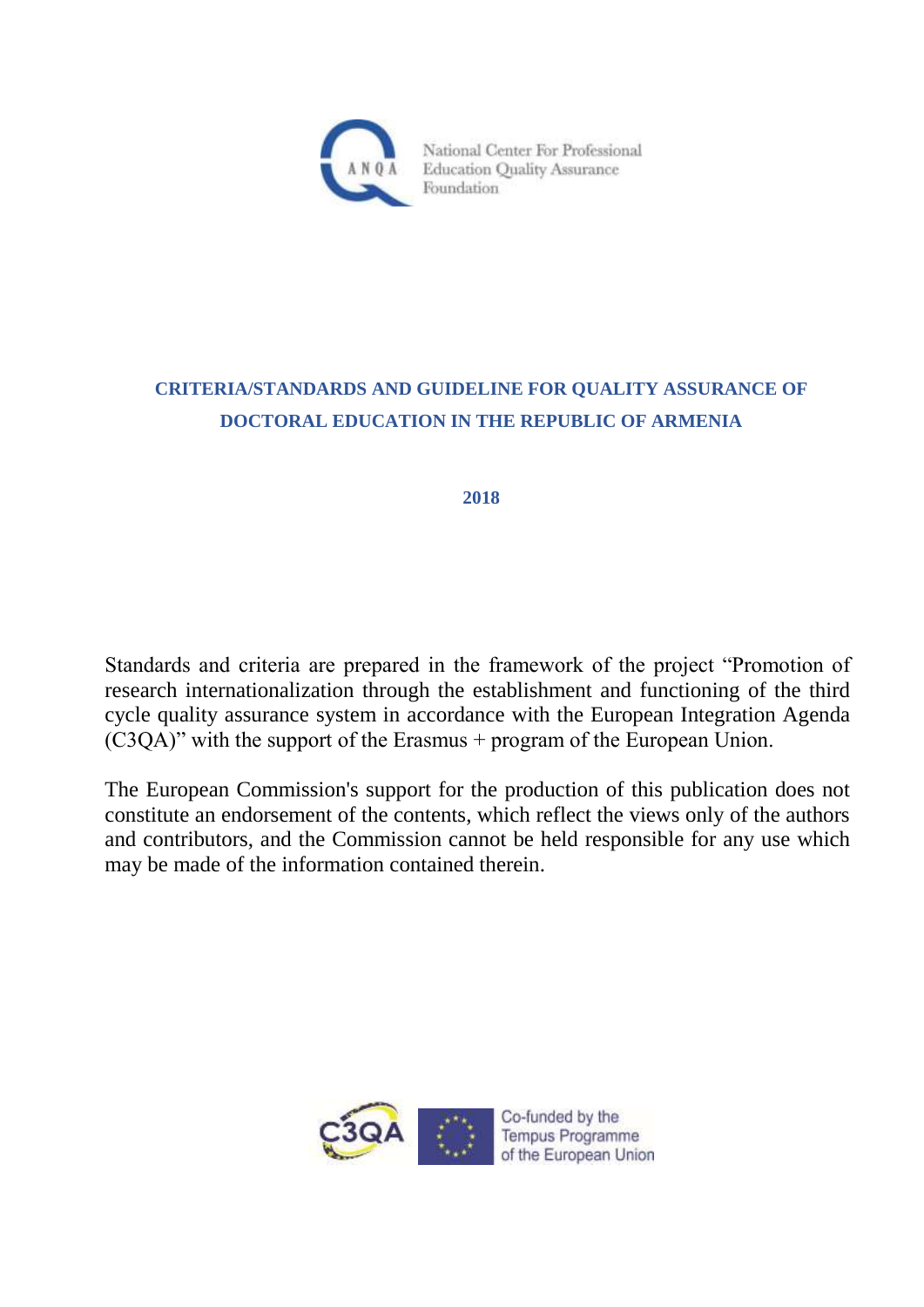National Center For Professional Education Quality Assurance Foundation

# CRITERIA/STANDARDS AND GUIDELINE FOR QUALITY ASSURANCE OF DOCTORAL EDUCATION IN THE REPUBLIC OF ARMENIA

**2018**

Standards and criteria are prepared in the framework of the project "Promotion of research internationalization through the establishment and functioning of the third cycle quality assurance system in accordance with the European Integration Agenda (C3QA)" with the support of the Erasmus + program of the European Union.

The European Commission's support for the production of this publication does not constitute an endorsement of the contents, which reflect the views only of the authors and contributors, and the Commission cannot be held responsible for any use which may be made of the information contained therein.

Co-funded by the Tempus Programme of the European Union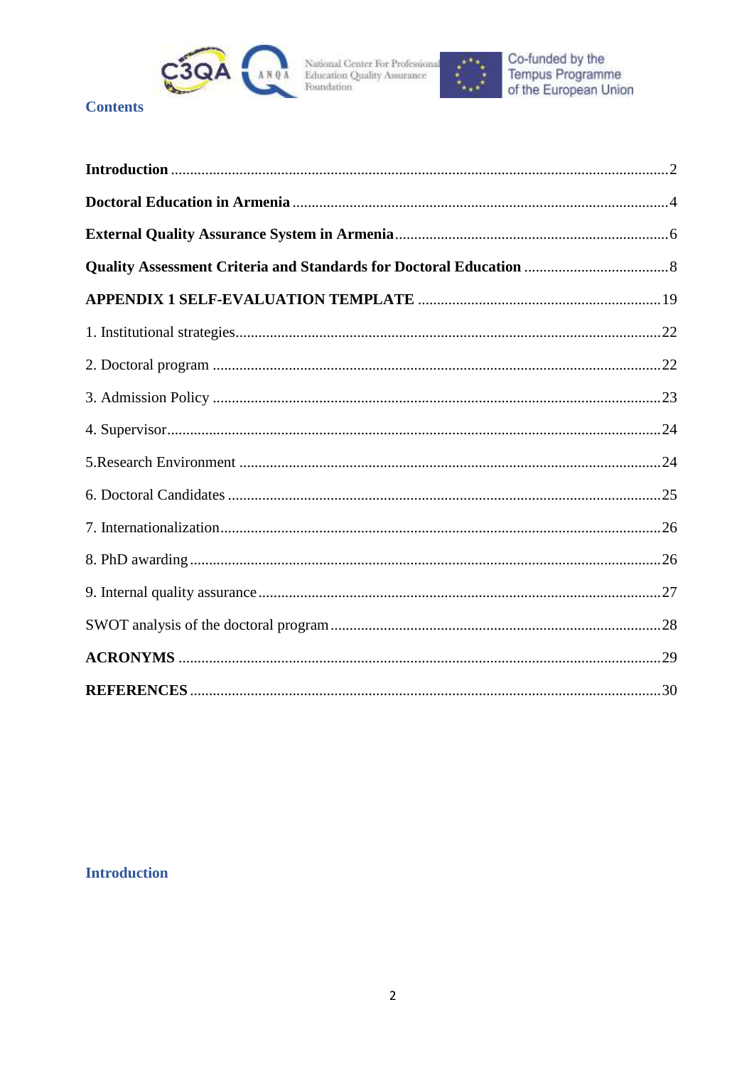## Contents

| | |
|---|---|
| **Introduction** | 2 |
| **Doctoral Education in Armenia** | 4 |
| **External Quality Assurance System in Armenia** | 6 |
| **Quality Assessment Criteria and Standards for Doctoral Education** | 8 |
| **APPENDIX 1 SELF-EVALUATION TEMPLATE** | 19 |
| 1. Institutional strategies | 22 |
| 2. Doctoral program | 22 |
| 3. Admission Policy | 23 |
| 4. Supervisor | 24 |
| 5.Research Environment | 24 |
| 6. Doctoral Candidates | 25 |
| 7. Internationalization | 26 |
| 8. PhD awarding | 26 |
| 9. Internal quality assurance | 27 |
| SWOT analysis of the doctoral program | 28 |
| **ACRONYMS** | 29 |
| **REFERENCES** | 30 |

## Introduction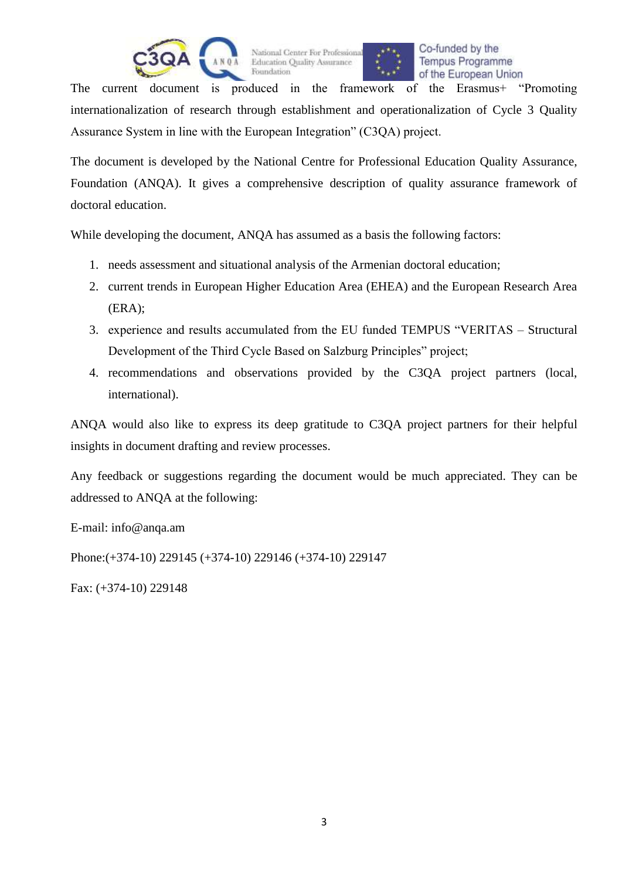The current document is produced in the framework of the Erasmus+ "Promoting internationalization of research through establishment and operationalization of Cycle 3 Quality Assurance System in line with the European Integration" (C3QA) project.

The document is developed by the National Centre for Professional Education Quality Assurance, Foundation (ANQA). It gives a comprehensive description of quality assurance framework of doctoral education.

While developing the document, ANQA has assumed as a basis the following factors:

1. needs assessment and situational analysis of the Armenian doctoral education;
2. current trends in European Higher Education Area (EHEA) and the European Research Area (ERA);
3. experience and results accumulated from the EU funded TEMPUS "VERITAS – Structural Development of the Third Cycle Based on Salzburg Principles" project;
4. recommendations and observations provided by the C3QA project partners (local, international).

ANQA would also like to express its deep gratitude to C3QA project partners for their helpful insights in document drafting and review processes.

Any feedback or suggestions regarding the document would be much appreciated. They can be addressed to ANQA at the following:

E-mail: info@anqa.am

Phone:(+374-10) 229145 (+374-10) 229146 (+374-10) 229147

Fax: (+374-10) 229148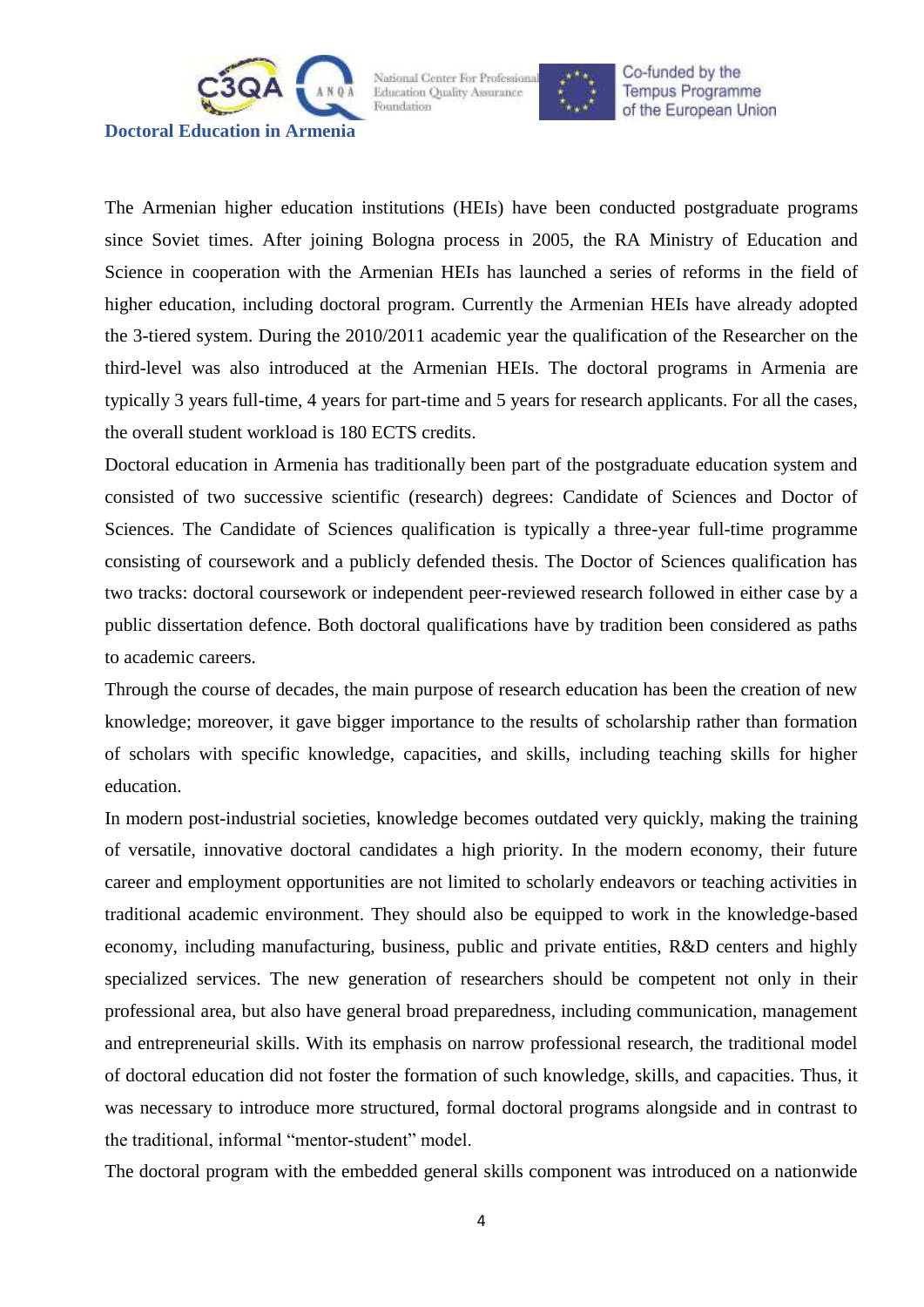**Doctoral Education in Armenia**

The Armenian higher education institutions (HEIs) have been conducted postgraduate programs since Soviet times. After joining Bologna process in 2005, the RA Ministry of Education and Science in cooperation with the Armenian HEIs has launched a series of reforms in the field of higher education, including doctoral program. Currently the Armenian HEIs have already adopted the 3-tiered system. During the 2010/2011 academic year the qualification of the Researcher on the third-level was also introduced at the Armenian HEIs. The doctoral programs in Armenia are typically 3 years full-time, 4 years for part-time and 5 years for research applicants. For all the cases, the overall student workload is 180 ECTS credits.

Doctoral education in Armenia has traditionally been part of the postgraduate education system and consisted of two successive scientific (research) degrees: Candidate of Sciences and Doctor of Sciences. The Candidate of Sciences qualification is typically a three-year full-time programme consisting of coursework and a publicly defended thesis. The Doctor of Sciences qualification has two tracks: doctoral coursework or independent peer-reviewed research followed in either case by a public dissertation defence. Both doctoral qualifications have by tradition been considered as paths to academic careers.

Through the course of decades, the main purpose of research education has been the creation of new knowledge; moreover, it gave bigger importance to the results of scholarship rather than formation of scholars with specific knowledge, capacities, and skills, including teaching skills for higher education.

In modern post-industrial societies, knowledge becomes outdated very quickly, making the training of versatile, innovative doctoral candidates a high priority. In the modern economy, their future career and employment opportunities are not limited to scholarly endeavors or teaching activities in traditional academic environment. They should also be equipped to work in the knowledge-based economy, including manufacturing, business, public and private entities, R&D centers and highly specialized services. The new generation of researchers should be competent not only in their professional area, but also have general broad preparedness, including communication, management and entrepreneurial skills. With its emphasis on narrow professional research, the traditional model of doctoral education did not foster the formation of such knowledge, skills, and capacities. Thus, it was necessary to introduce more structured, formal doctoral programs alongside and in contrast to the traditional, informal "mentor-student" model.

The doctoral program with the embedded general skills component was introduced on a nationwide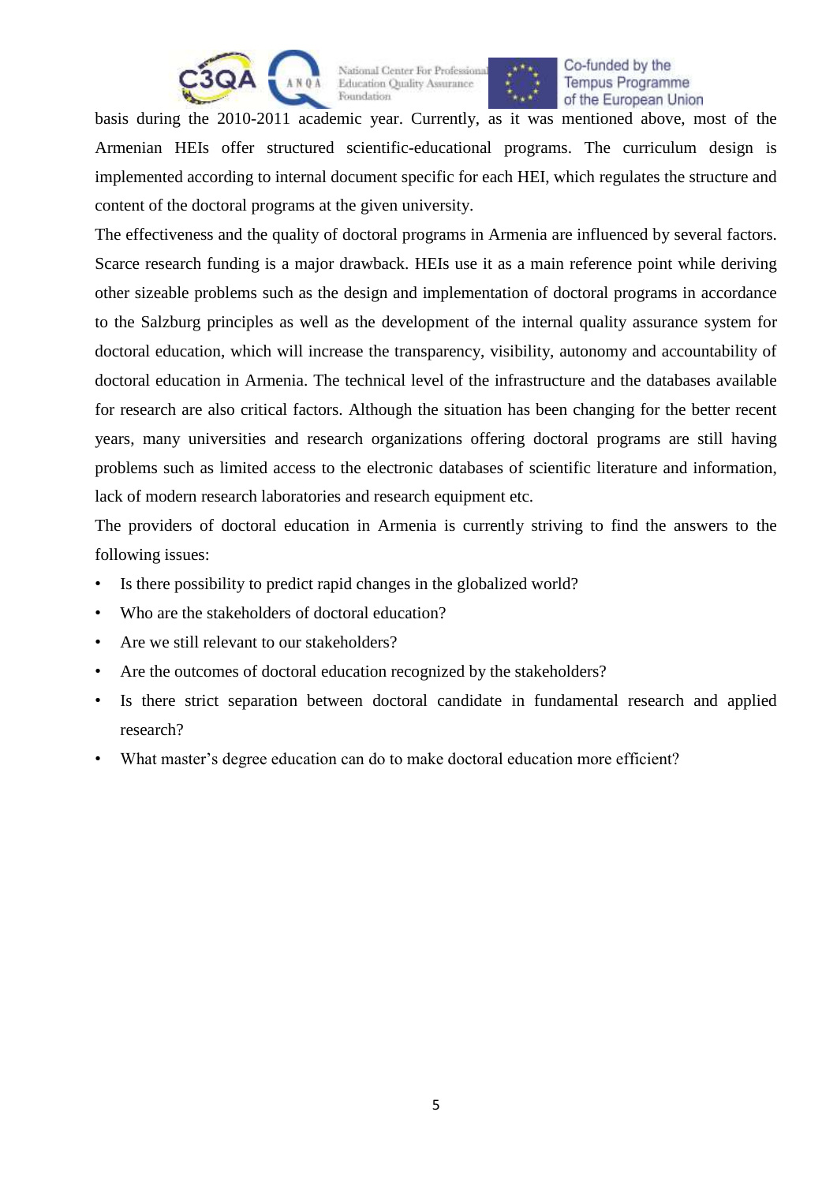basis during the 2010-2011 academic year. Currently, as it was mentioned above, most of the Armenian HEIs offer structured scientific-educational programs. The curriculum design is implemented according to internal document specific for each HEI, which regulates the structure and content of the doctoral programs at the given university.

The effectiveness and the quality of doctoral programs in Armenia are influenced by several factors. Scarce research funding is a major drawback. HEIs use it as a main reference point while deriving other sizeable problems such as the design and implementation of doctoral programs in accordance to the Salzburg principles as well as the development of the internal quality assurance system for doctoral education, which will increase the transparency, visibility, autonomy and accountability of doctoral education in Armenia. The technical level of the infrastructure and the databases available for research are also critical factors. Although the situation has been changing for the better recent years, many universities and research organizations offering doctoral programs are still having problems such as limited access to the electronic databases of scientific literature and information, lack of modern research laboratories and research equipment etc.

The providers of doctoral education in Armenia is currently striving to find the answers to the following issues:

- Is there possibility to predict rapid changes in the globalized world?
- Who are the stakeholders of doctoral education?
- Are we still relevant to our stakeholders?
- Are the outcomes of doctoral education recognized by the stakeholders?
- Is there strict separation between doctoral candidate in fundamental research and applied research?
- What master's degree education can do to make doctoral education more efficient?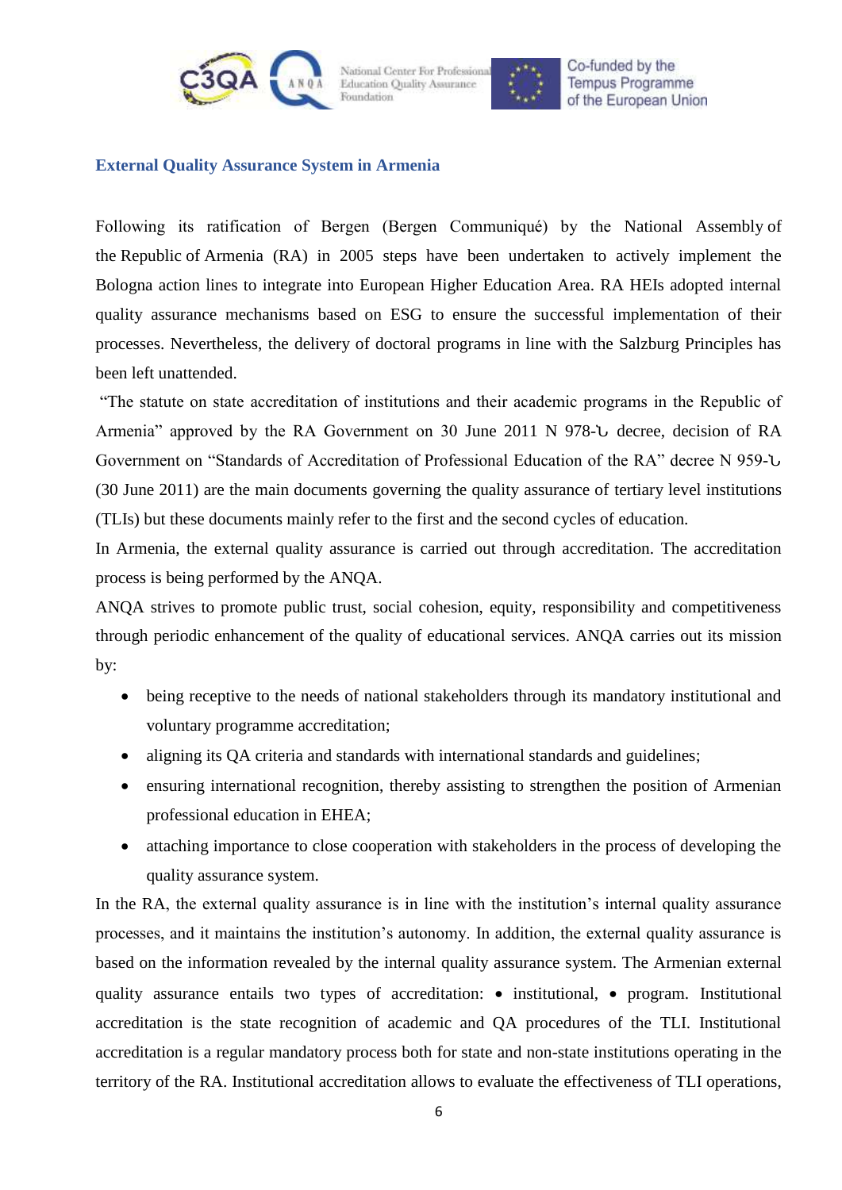## External Quality Assurance System in Armenia

Following its ratification of Bergen (Bergen Communiqué) by the National Assembly of the Republic of Armenia (RA) in 2005 steps have been undertaken to actively implement the Bologna action lines to integrate into European Higher Education Area. RA HEIs adopted internal quality assurance mechanisms based on ESG to ensure the successful implementation of their processes. Nevertheless, the delivery of doctoral programs in line with the Salzburg Principles has been left unattended.

"The statute on state accreditation of institutions and their academic programs in the Republic of Armenia" approved by the RA Government on 30 June 2011 N 978-Ն decree, decision of RA Government on "Standards of Accreditation of Professional Education of the RA" decree N 959-Ն (30 June 2011) are the main documents governing the quality assurance of tertiary level institutions (TLIs) but these documents mainly refer to the first and the second cycles of education.

In Armenia, the external quality assurance is carried out through accreditation. The accreditation process is being performed by the ANQA.

ANQA strives to promote public trust, social cohesion, equity, responsibility and competitiveness through periodic enhancement of the quality of educational services. ANQA carries out its mission by:

- being receptive to the needs of national stakeholders through its mandatory institutional and voluntary programme accreditation;
- aligning its QA criteria and standards with international standards and guidelines;
- ensuring international recognition, thereby assisting to strengthen the position of Armenian professional education in EHEA;
- attaching importance to close cooperation with stakeholders in the process of developing the quality assurance system.

In the RA, the external quality assurance is in line with the institution's internal quality assurance processes, and it maintains the institution's autonomy. In addition, the external quality assurance is based on the information revealed by the internal quality assurance system. The Armenian external quality assurance entails two types of accreditation: • institutional, • program. Institutional accreditation is the state recognition of academic and QA procedures of the TLI. Institutional accreditation is a regular mandatory process both for state and non-state institutions operating in the territory of the RA. Institutional accreditation allows to evaluate the effectiveness of TLI operations,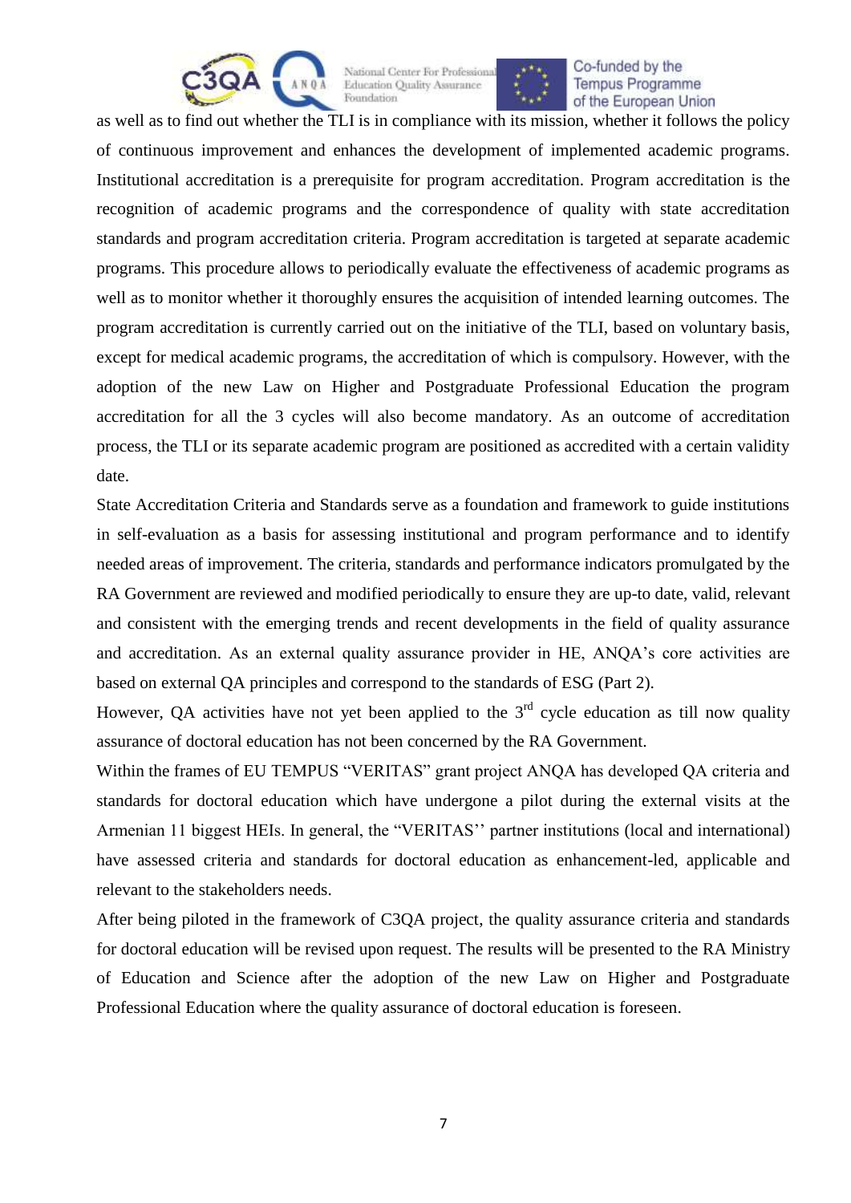as well as to find out whether the TLI is in compliance with its mission, whether it follows the policy of continuous improvement and enhances the development of implemented academic programs. Institutional accreditation is a prerequisite for program accreditation. Program accreditation is the recognition of academic programs and the correspondence of quality with state accreditation standards and program accreditation criteria. Program accreditation is targeted at separate academic programs. This procedure allows to periodically evaluate the effectiveness of academic programs as well as to monitor whether it thoroughly ensures the acquisition of intended learning outcomes. The program accreditation is currently carried out on the initiative of the TLI, based on voluntary basis, except for medical academic programs, the accreditation of which is compulsory. However, with the adoption of the new Law on Higher and Postgraduate Professional Education the program accreditation for all the 3 cycles will also become mandatory. As an outcome of accreditation process, the TLI or its separate academic program are positioned as accredited with a certain validity date.

State Accreditation Criteria and Standards serve as a foundation and framework to guide institutions in self-evaluation as a basis for assessing institutional and program performance and to identify needed areas of improvement. The criteria, standards and performance indicators promulgated by the RA Government are reviewed and modified periodically to ensure they are up-to date, valid, relevant and consistent with the emerging trends and recent developments in the field of quality assurance and accreditation. As an external quality assurance provider in HE, ANQA's core activities are based on external QA principles and correspond to the standards of ESG (Part 2).

However, QA activities have not yet been applied to the 3rd cycle education as till now quality assurance of doctoral education has not been concerned by the RA Government.

Within the frames of EU TEMPUS "VERITAS" grant project ANQA has developed QA criteria and standards for doctoral education which have undergone a pilot during the external visits at the Armenian 11 biggest HEIs. In general, the "VERITAS'' partner institutions (local and international) have assessed criteria and standards for doctoral education as enhancement-led, applicable and relevant to the stakeholders needs.

After being piloted in the framework of C3QA project, the quality assurance criteria and standards for doctoral education will be revised upon request. The results will be presented to the RA Ministry of Education and Science after the adoption of the new Law on Higher and Postgraduate Professional Education where the quality assurance of doctoral education is foreseen.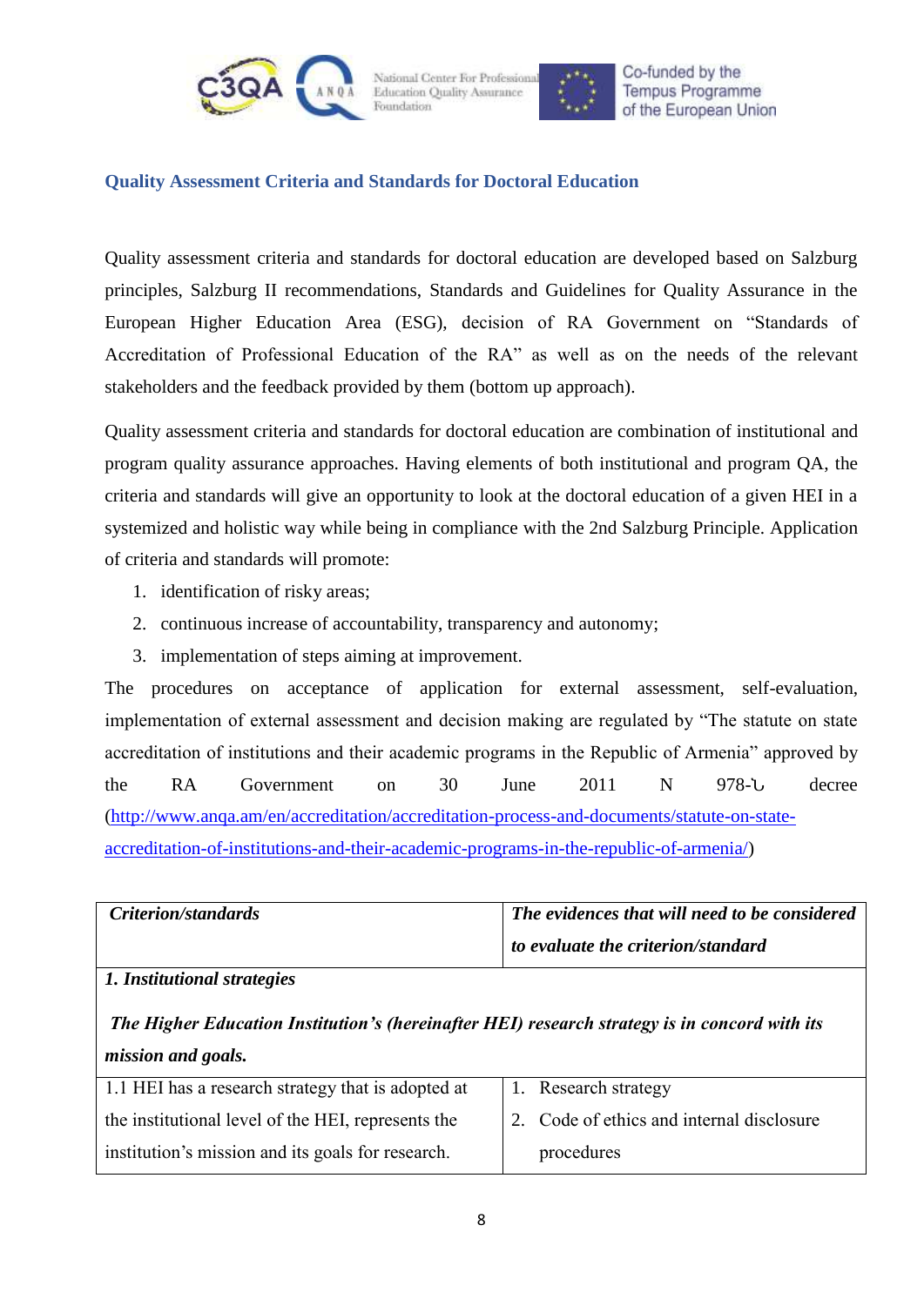## Quality Assessment Criteria and Standards for Doctoral Education

Quality assessment criteria and standards for doctoral education are developed based on Salzburg principles, Salzburg II recommendations, Standards and Guidelines for Quality Assurance in the European Higher Education Area (ESG), decision of RA Government on "Standards of Accreditation of Professional Education of the RA" as well as on the needs of the relevant stakeholders and the feedback provided by them (bottom up approach).

Quality assessment criteria and standards for doctoral education are combination of institutional and program quality assurance approaches. Having elements of both institutional and program QA, the criteria and standards will give an opportunity to look at the doctoral education of a given HEI in a systemized and holistic way while being in compliance with the 2nd Salzburg Principle. Application of criteria and standards will promote:

1. identification of risky areas;
2. continuous increase of accountability, transparency and autonomy;
3. implementation of steps aiming at improvement.

The procedures on acceptance of application for external assessment, self-evaluation, implementation of external assessment and decision making are regulated by "The statute on state accreditation of institutions and their academic programs in the Republic of Armenia" approved by the RA Government on 30 June 2011 N 978-Ն decree (http://www.anqa.am/en/accreditation/accreditation-process-and-documents/statute-on-state-accreditation-of-institutions-and-their-academic-programs-in-the-republic-of-armenia/)

| ***Criterion/standards*** | ***The evidences that will need to be considered to evaluate the criterion/standard*** |
|---|---|
| ***1. Institutional strategies*** ***The Higher Education Institution's (hereinafter HEI) research strategy is in concord with its mission and goals.*** | |
| 1.1 HEI has a research strategy that is adopted at the institutional level of the HEI, represents the institution's mission and its goals for research. | 1. Research strategy<br>2. Code of ethics and internal disclosure procedures |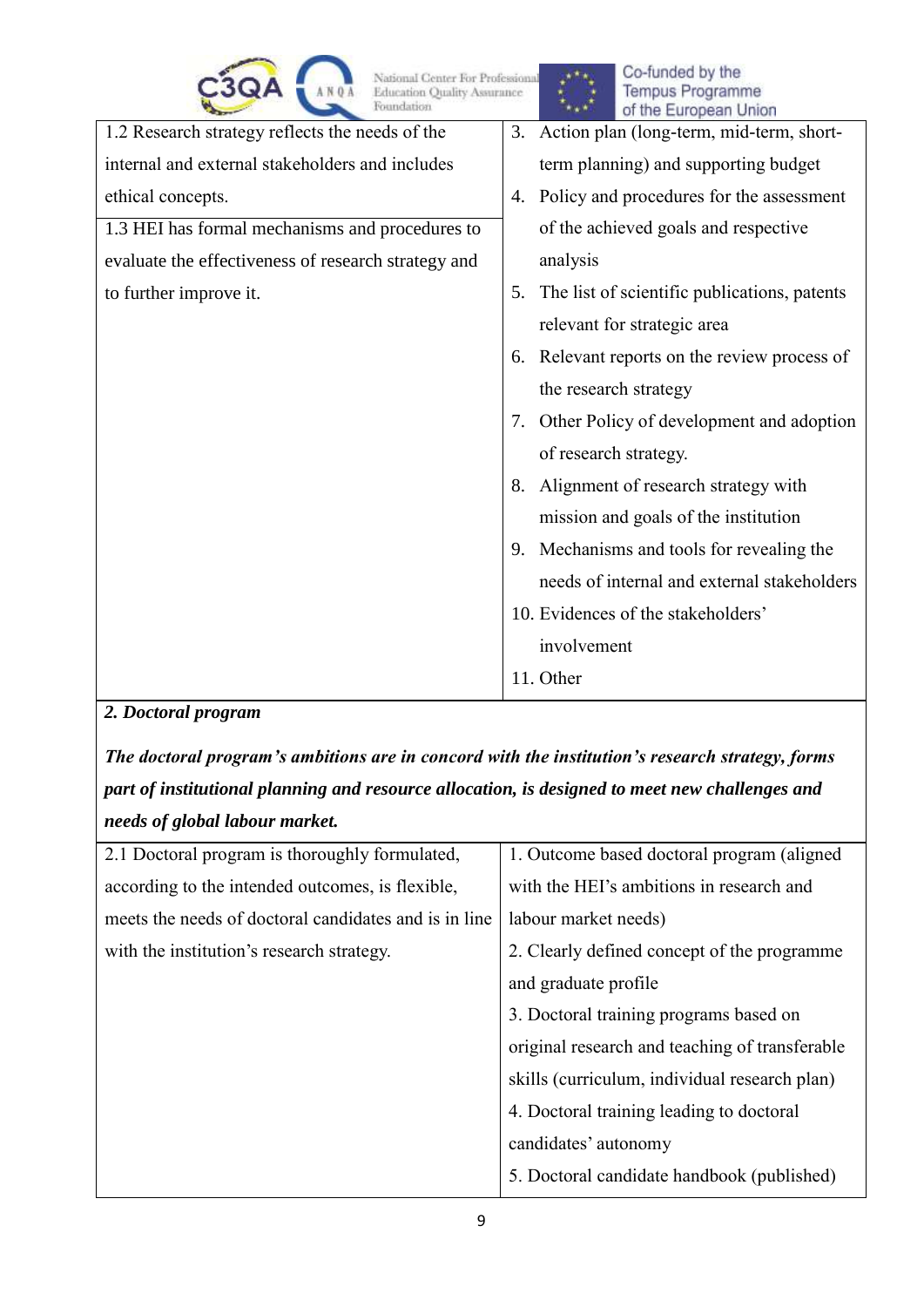| | |
|---|---|
| 1.2 Research strategy reflects the needs of the internal and external stakeholders and includes ethical concepts.<br>1.3 HEI has formal mechanisms and procedures to evaluate the effectiveness of research strategy and to further improve it. | 3. Action plan (long-term, mid-term, short-term planning) and supporting budget<br>4. Policy and procedures for the assessment of the achieved goals and respective analysis<br>5. The list of scientific publications, patents relevant for strategic area<br>6. Relevant reports on the review process of the research strategy<br>7. Other Policy of development and adoption of research strategy.<br>8. Alignment of research strategy with mission and goals of the institution<br>9. Mechanisms and tools for revealing the needs of internal and external stakeholders<br>10. Evidences of the stakeholders' involvement<br>11. Other |

***2. Doctoral program***

***The doctoral program's ambitions are in concord with the institution's research strategy, forms part of institutional planning and resource allocation, is designed to meet new challenges and needs of global labour market.***

| | |
|---|---|
| 2.1 Doctoral program is thoroughly formulated, according to the intended outcomes, is flexible, meets the needs of doctoral candidates and is in line with the institution's research strategy. | 1. Outcome based doctoral program (aligned with the HEI's ambitions in research and labour market needs)<br>2. Clearly defined concept of the programme and graduate profile<br>3. Doctoral training programs based on original research and teaching of transferable skills (curriculum, individual research plan)<br>4. Doctoral training leading to doctoral candidates' autonomy<br>5. Doctoral candidate handbook (published) |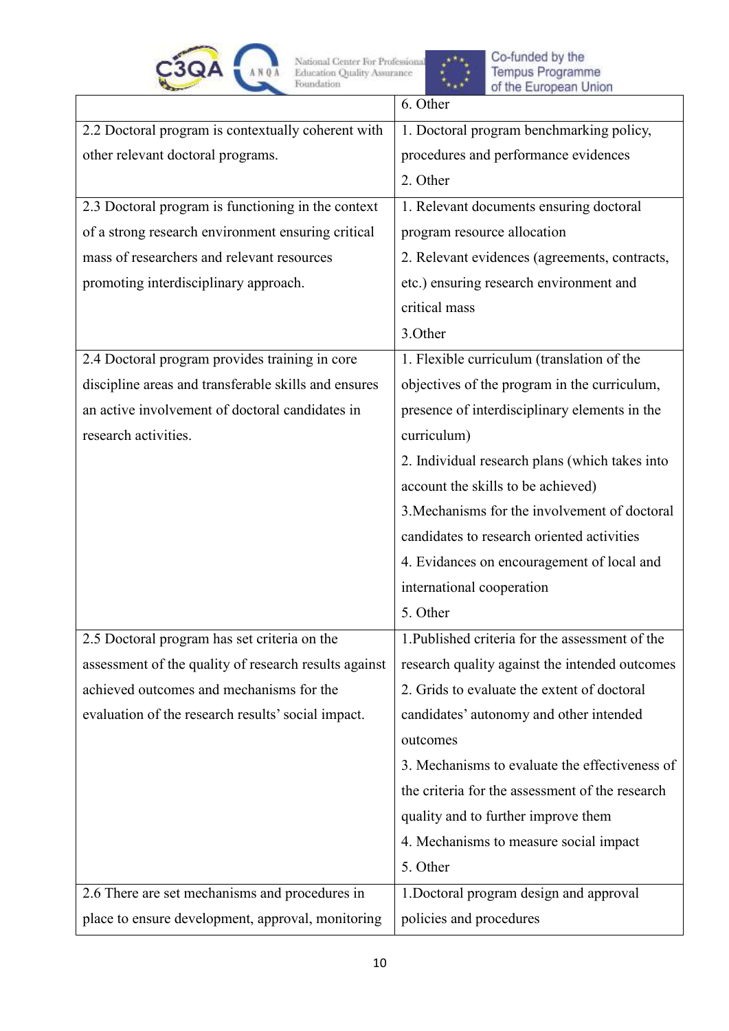| | |
|---|---|
| | 6. Other |
| 2.2 Doctoral program is contextually coherent with other relevant doctoral programs. | 1. Doctoral program benchmarking policy, procedures and performance evidences<br>2. Other |
| 2.3 Doctoral program is functioning in the context of a strong research environment ensuring critical mass of researchers and relevant resources promoting interdisciplinary approach. | 1. Relevant documents ensuring doctoral program resource allocation<br>2. Relevant evidences (agreements, contracts, etc.) ensuring research environment and critical mass<br>3.Other |
| 2.4 Doctoral program provides training in core discipline areas and transferable skills and ensures an active involvement of doctoral candidates in research activities. | 1. Flexible curriculum (translation of the objectives of the program in the curriculum, presence of interdisciplinary elements in the curriculum)<br>2. Individual research plans (which takes into account the skills to be achieved)<br>3.Mechanisms for the involvement of doctoral candidates to research oriented activities<br>4. Evidances on encouragement of local and international cooperation<br>5. Other |
| 2.5 Doctoral program has set criteria on the assessment of the quality of research results against achieved outcomes and mechanisms for the evaluation of the research results' social impact. | 1.Published criteria for the assessment of the research quality against the intended outcomes<br>2. Grids to evaluate the extent of doctoral candidates' autonomy and other intended outcomes<br>3. Mechanisms to evaluate the effectiveness of the criteria for the assessment of the research quality and to further improve them<br>4. Mechanisms to measure social impact<br>5. Other |
| 2.6 There are set mechanisms and procedures in place to ensure development, approval, monitoring | 1.Doctoral program design and approval policies and procedures |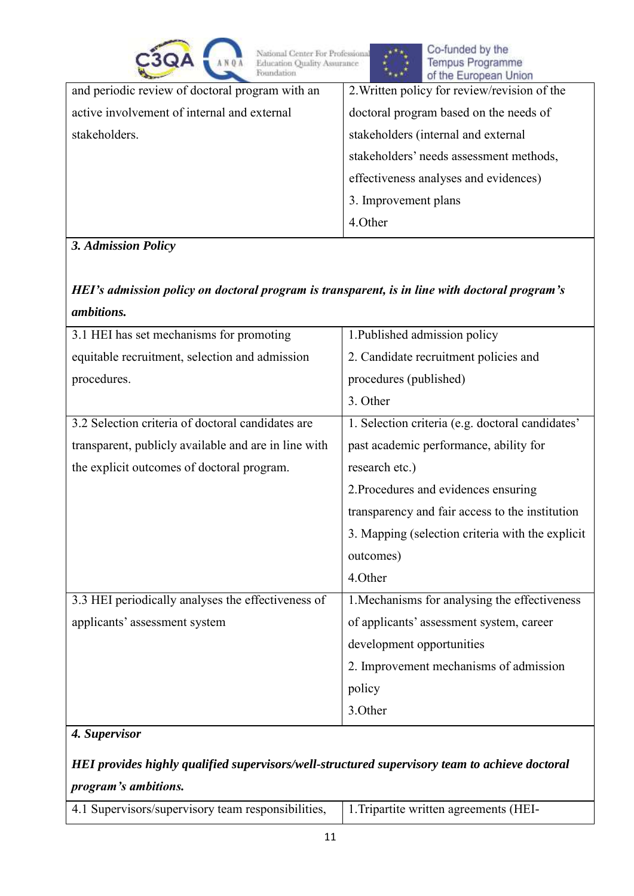| | |
|---|---|
| and periodic review of doctoral program with an active involvement of internal and external stakeholders. | 2.Written policy for review/revision of the doctoral program based on the needs of stakeholders (internal and external stakeholders' needs assessment methods, effectiveness analyses and evidences)<br>3. Improvement plans<br>4.Other |
| ***3. Admission Policy***<br><br>***HEI's admission policy on doctoral program is transparent, is in line with doctoral program's ambitions.*** | |
| 3.1 HEI has set mechanisms for promoting equitable recruitment, selection and admission procedures. | 1.Published admission policy<br>2. Candidate recruitment policies and procedures (published)<br>3. Other |
| 3.2 Selection criteria of doctoral candidates are transparent, publicly available and are in line with the explicit outcomes of doctoral program. | 1. Selection criteria (e.g. doctoral candidates' past academic performance, ability for research etc.)<br>2.Procedures and evidences ensuring transparency and fair access to the institution<br>3. Mapping (selection criteria with the explicit outcomes)<br>4.Other |
| 3.3 HEI periodically analyses the effectiveness of applicants' assessment system | 1.Mechanisms for analysing the effectiveness of applicants' assessment system, career development opportunities<br>2. Improvement mechanisms of admission policy<br>3.Other |
| ***4. Supervisor***<br><br>***HEI provides highly qualified supervisors/well-structured supervisory team to achieve doctoral program's ambitions.*** | |
| 4.1 Supervisors/supervisory team responsibilities, | 1.Tripartite written agreements (HEI- |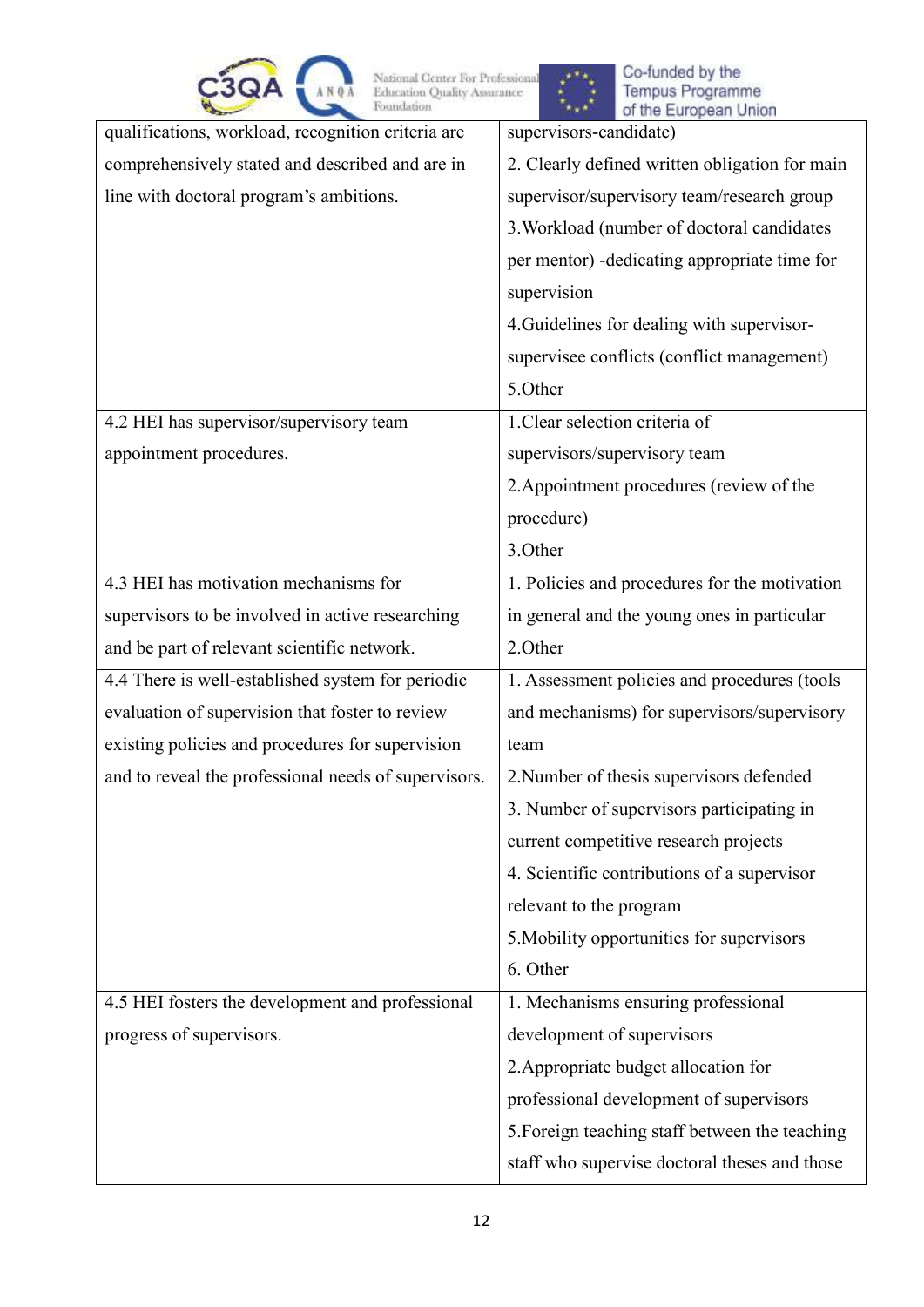| | |
|---|---|
| qualifications, workload, recognition criteria are comprehensively stated and described and are in line with doctoral program's ambitions. | supervisors-candidate)<br>2. Clearly defined written obligation for main supervisor/supervisory team/research group<br>3.Workload (number of doctoral candidates per mentor) -dedicating appropriate time for supervision<br>4.Guidelines for dealing with supervisor-supervisee conflicts (conflict management)<br>5.Other |
| 4.2 HEI has supervisor/supervisory team appointment procedures. | 1.Clear selection criteria of supervisors/supervisory team<br>2.Appointment procedures (review of the procedure)<br>3.Other |
| 4.3 HEI has motivation mechanisms for supervisors to be involved in active researching and be part of relevant scientific network. | 1. Policies and procedures for the motivation in general and the young ones in particular<br>2.Other |
| 4.4 There is well-established system for periodic evaluation of supervision that foster to review existing policies and procedures for supervision and to reveal the professional needs of supervisors. | 1. Assessment policies and procedures (tools and mechanisms) for supervisors/supervisory team<br>2.Number of thesis supervisors defended<br>3. Number of supervisors participating in current competitive research projects<br>4. Scientific contributions of a supervisor relevant to the program<br>5.Mobility opportunities for supervisors<br>6. Other |
| 4.5 HEI fosters the development and professional progress of supervisors. | 1. Mechanisms ensuring professional development of supervisors<br>2.Appropriate budget allocation for professional development of supervisors<br>5.Foreign teaching staff between the teaching staff who supervise doctoral theses and those |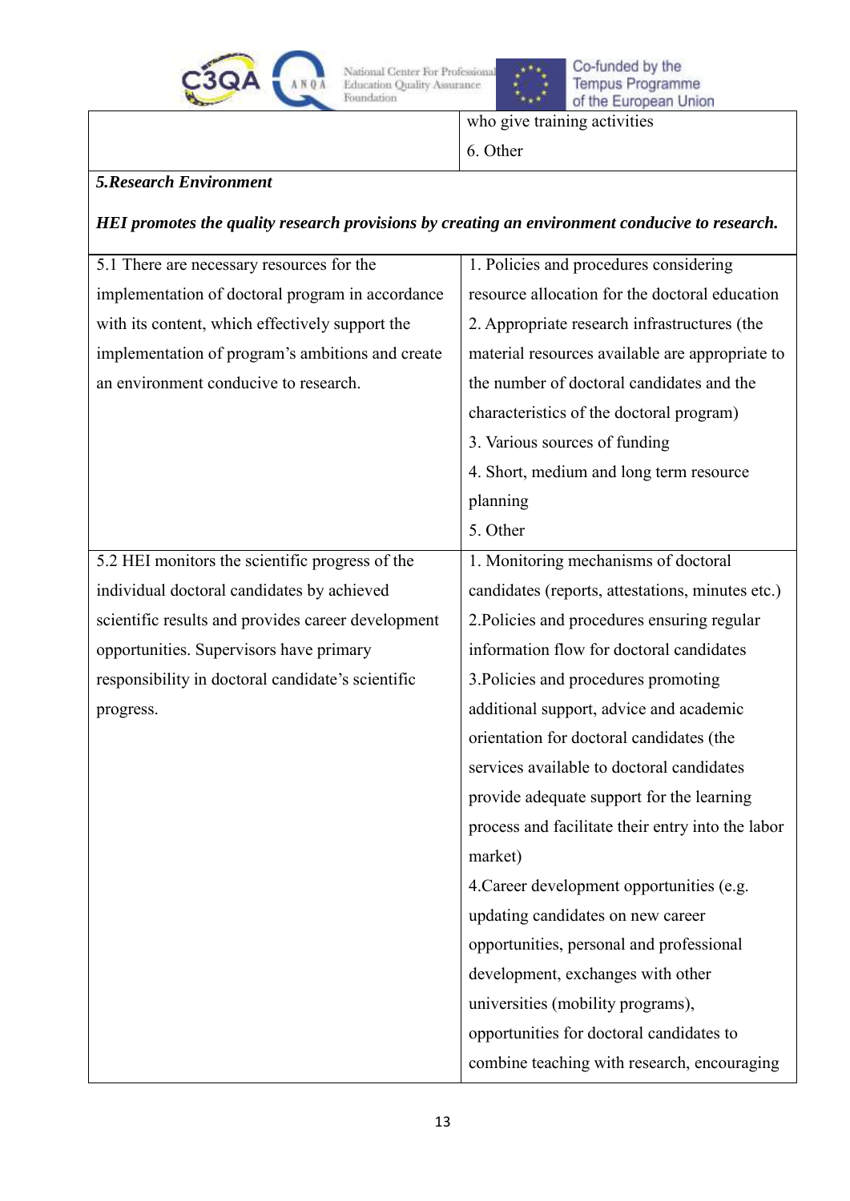|  | who give training activities<br>6. Other |
| --- | --- |

***5.Research Environment***

***HEI promotes the quality research provisions by creating an environment conducive to research.***

|  |  |
| --- | --- |
| 5.1 There are necessary resources for the implementation of doctoral program in accordance with its content, which effectively support the implementation of program's ambitions and create an environment conducive to research. | 1. Policies and procedures considering resource allocation for the doctoral education<br>2. Appropriate research infrastructures (the material resources available are appropriate to the number of doctoral candidates and the characteristics of the doctoral program)<br>3. Various sources of funding<br>4. Short, medium and long term resource planning<br>5. Other |
| 5.2 HEI monitors the scientific progress of the individual doctoral candidates by achieved scientific results and provides career development opportunities. Supervisors have primary responsibility in doctoral candidate's scientific progress. | 1. Monitoring mechanisms of doctoral candidates (reports, attestations, minutes etc.)<br>2.Policies and procedures ensuring regular information flow for doctoral candidates<br>3.Policies and procedures promoting additional support, advice and academic orientation for doctoral candidates (the services available to doctoral candidates provide adequate support for the learning process and facilitate their entry into the labor market)<br>4.Career development opportunities (e.g. updating candidates on new career opportunities, personal and professional development, exchanges with other universities (mobility programs), opportunities for doctoral candidates to combine teaching with research, encouraging |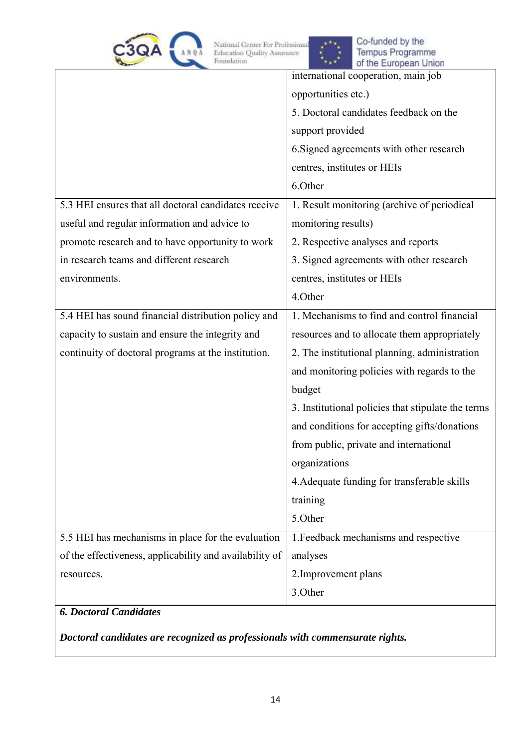| | |
|---|---|
| | international cooperation, main job opportunities etc.)<br>5. Doctoral candidates feedback on the support provided<br>6.Signed agreements with other research centres, institutes or HEIs<br>6.Other |
| 5.3 HEI ensures that all doctoral candidates receive useful and regular information and advice to promote research and to have opportunity to work in research teams and different research environments. | 1. Result monitoring (archive of periodical monitoring results)<br>2. Respective analyses and reports<br>3. Signed agreements with other research centres, institutes or HEIs<br>4.Other |
| 5.4 HEI has sound financial distribution policy and capacity to sustain and ensure the integrity and continuity of doctoral programs at the institution. | 1. Mechanisms to find and control financial resources and to allocate them appropriately<br>2. The institutional planning, administration and monitoring policies with regards to the budget<br>3. Institutional policies that stipulate the terms and conditions for accepting gifts/donations from public, private and international organizations<br>4.Adequate funding for transferable skills training<br>5.Other |
| 5.5 HEI has mechanisms in place for the evaluation of the effectiveness, applicability and availability of resources. | 1.Feedback mechanisms and respective analyses<br>2.Improvement plans<br>3.Other |

***6. Doctoral Candidates***

***Doctoral candidates are recognized as professionals with commensurate rights.***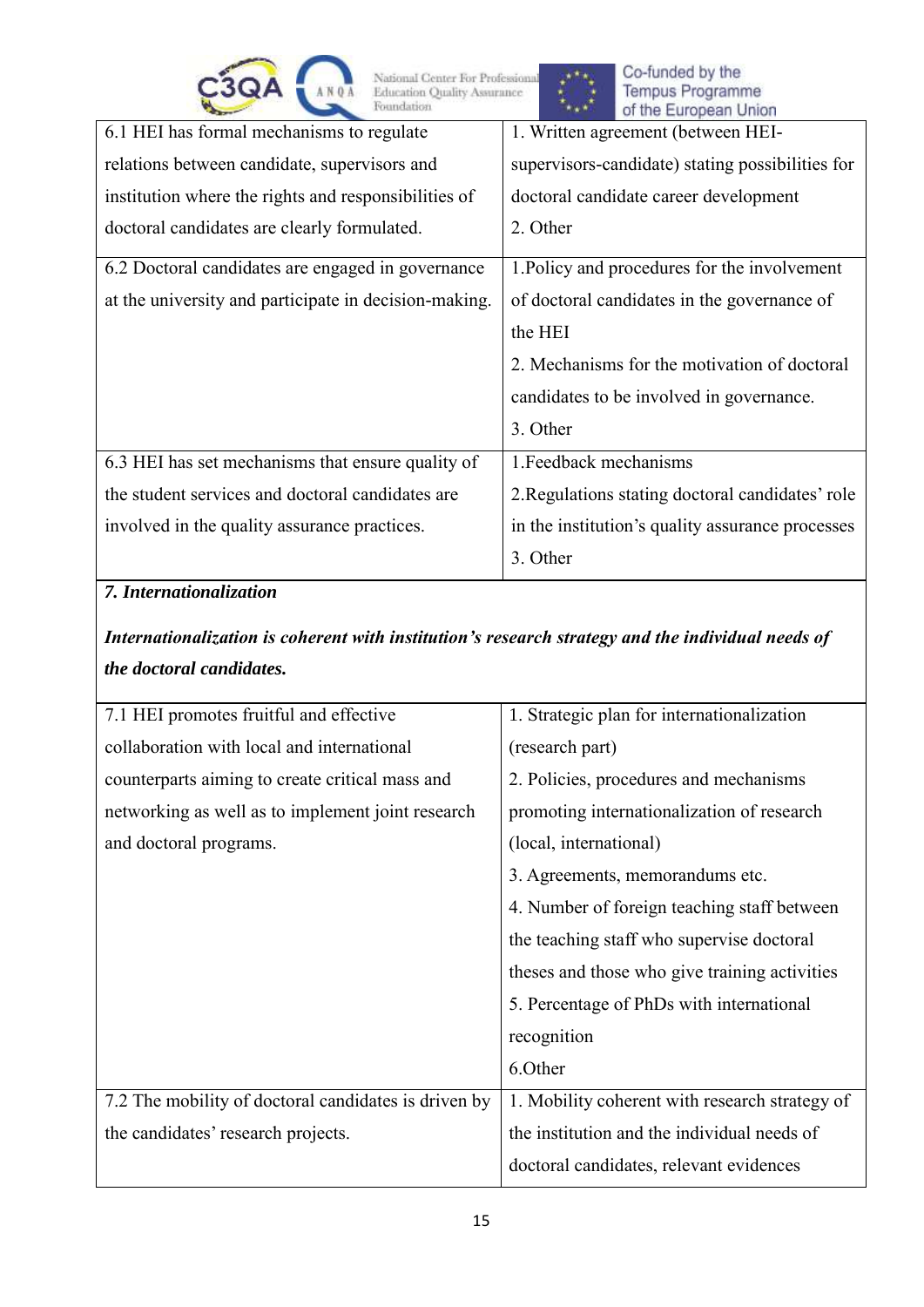| | |
|---|---|
| 6.1 HEI has formal mechanisms to regulate relations between candidate, supervisors and institution where the rights and responsibilities of doctoral candidates are clearly formulated. | 1. Written agreement (between HEI-supervisors-candidate) stating possibilities for doctoral candidate career development<br>2. Other |
| 6.2 Doctoral candidates are engaged in governance at the university and participate in decision-making. | 1.Policy and procedures for the involvement of doctoral candidates in the governance of the HEI<br>2. Mechanisms for the motivation of doctoral candidates to be involved in governance.<br>3. Other |
| 6.3 HEI has set mechanisms that ensure quality of the student services and doctoral candidates are involved in the quality assurance practices. | 1.Feedback mechanisms<br>2.Regulations stating doctoral candidates' role in the institution's quality assurance processes<br>3. Other |

***7. Internationalization***

***Internationalization is coherent with institution's research strategy and the individual needs of the doctoral candidates.***

| | |
|---|---|
| 7.1 HEI promotes fruitful and effective collaboration with local and international counterparts aiming to create critical mass and networking as well as to implement joint research and doctoral programs. | 1. Strategic plan for internationalization (research part)<br>2. Policies, procedures and mechanisms promoting internationalization of research (local, international)<br>3. Agreements, memorandums etc.<br>4. Number of foreign teaching staff between the teaching staff who supervise doctoral theses and those who give training activities<br>5. Percentage of PhDs with international recognition<br>6.Other |
| 7.2 The mobility of doctoral candidates is driven by the candidates' research projects. | 1. Mobility coherent with research strategy of the institution and the individual needs of doctoral candidates, relevant evidences |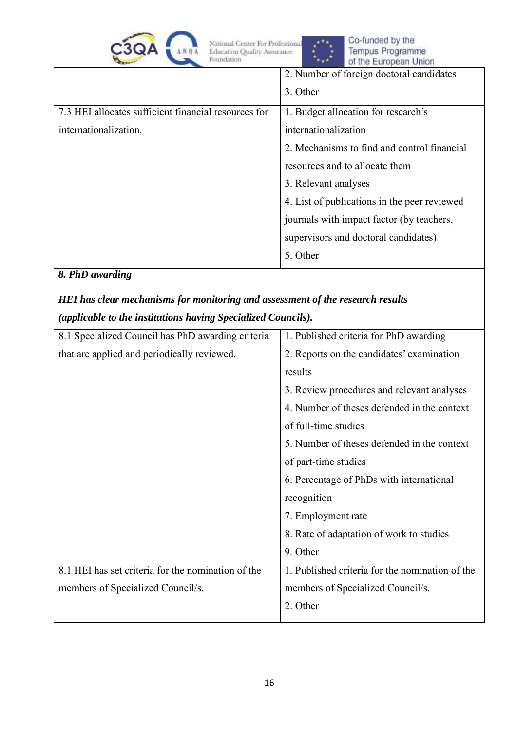| | |
|---|---|
| | 2. Number of foreign doctoral candidates<br>3. Other |
| 7.3 HEI allocates sufficient financial resources for internationalization. | 1. Budget allocation for research's internationalization<br>2. Mechanisms to find and control financial resources and to allocate them<br>3. Relevant analyses<br>4. List of publications in the peer reviewed journals with impact factor (by teachers, supervisors and doctoral candidates)<br>5. Other |

***8. PhD awarding***

***HEI has clear mechanisms for monitoring and assessment of the research results (applicable to the institutions having Specialized Councils).***

| | |
|---|---|
| 8.1 Specialized Council has PhD awarding criteria that are applied and periodically reviewed. | 1. Published criteria for PhD awarding<br>2. Reports on the candidates' examination results<br>3. Review procedures and relevant analyses<br>4. Number of theses defended in the context of full-time studies<br>5. Number of theses defended in the context of part-time studies<br>6. Percentage of PhDs with international recognition<br>7. Employment rate<br>8. Rate of adaptation of work to studies<br>9. Other |
| 8.1 HEI has set criteria for the nomination of the members of Specialized Council/s. | 1. Published criteria for the nomination of the members of Specialized Council/s.<br>2. Other |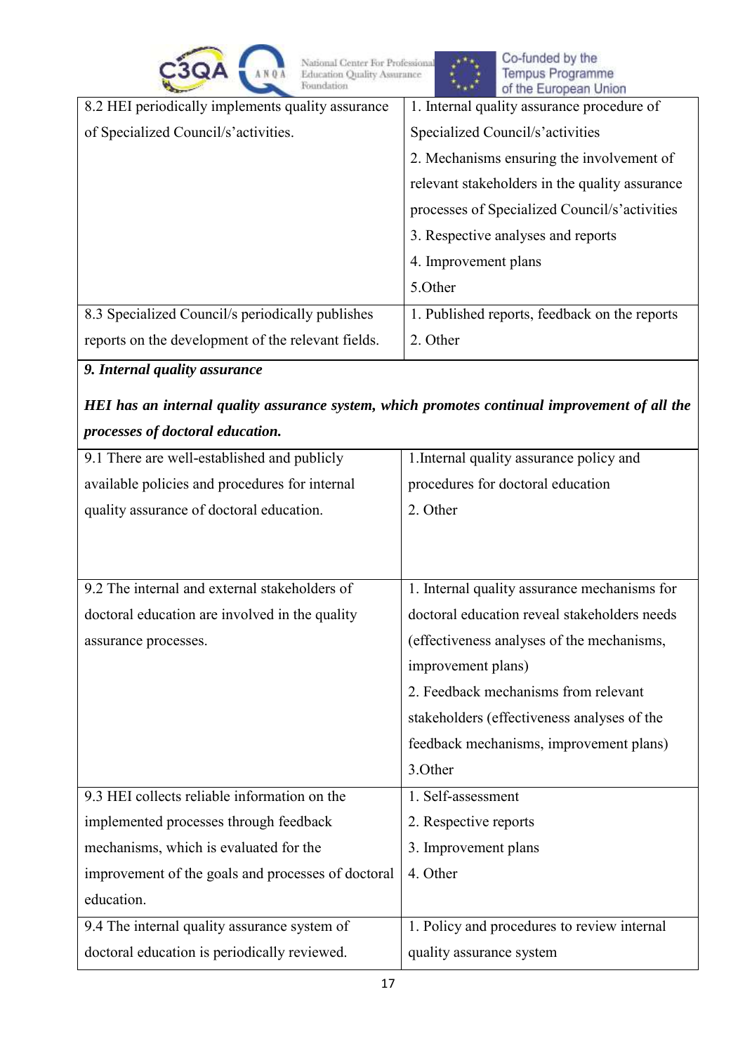| | |
|---|---|
| 8.2 HEI periodically implements quality assurance of Specialized Council/s'activities. | 1. Internal quality assurance procedure of Specialized Council/s'activities<br>2. Mechanisms ensuring the involvement of relevant stakeholders in the quality assurance processes of Specialized Council/s'activities<br>3. Respective analyses and reports<br>4. Improvement plans<br>5.Other |
| 8.3 Specialized Council/s periodically publishes reports on the development of the relevant fields. | 1. Published reports, feedback on the reports<br>2. Other |

***9. Internal quality assurance***

***HEI has an internal quality assurance system, which promotes continual improvement of all the processes of doctoral education.***

| | |
|---|---|
| 9.1 There are well-established and publicly available policies and procedures for internal quality assurance of doctoral education. | 1.Internal quality assurance policy and procedures for doctoral education<br>2. Other |
| 9.2 The internal and external stakeholders of doctoral education are involved in the quality assurance processes. | 1. Internal quality assurance mechanisms for doctoral education reveal stakeholders needs (effectiveness analyses of the mechanisms, improvement plans)<br>2. Feedback mechanisms from relevant stakeholders (effectiveness analyses of the feedback mechanisms, improvement plans)<br>3.Other |
| 9.3 HEI collects reliable information on the implemented processes through feedback mechanisms, which is evaluated for the improvement of the goals and processes of doctoral education. | 1. Self-assessment<br>2. Respective reports<br>3. Improvement plans<br>4. Other |
| 9.4 The internal quality assurance system of doctoral education is periodically reviewed. | 1. Policy and procedures to review internal quality assurance system |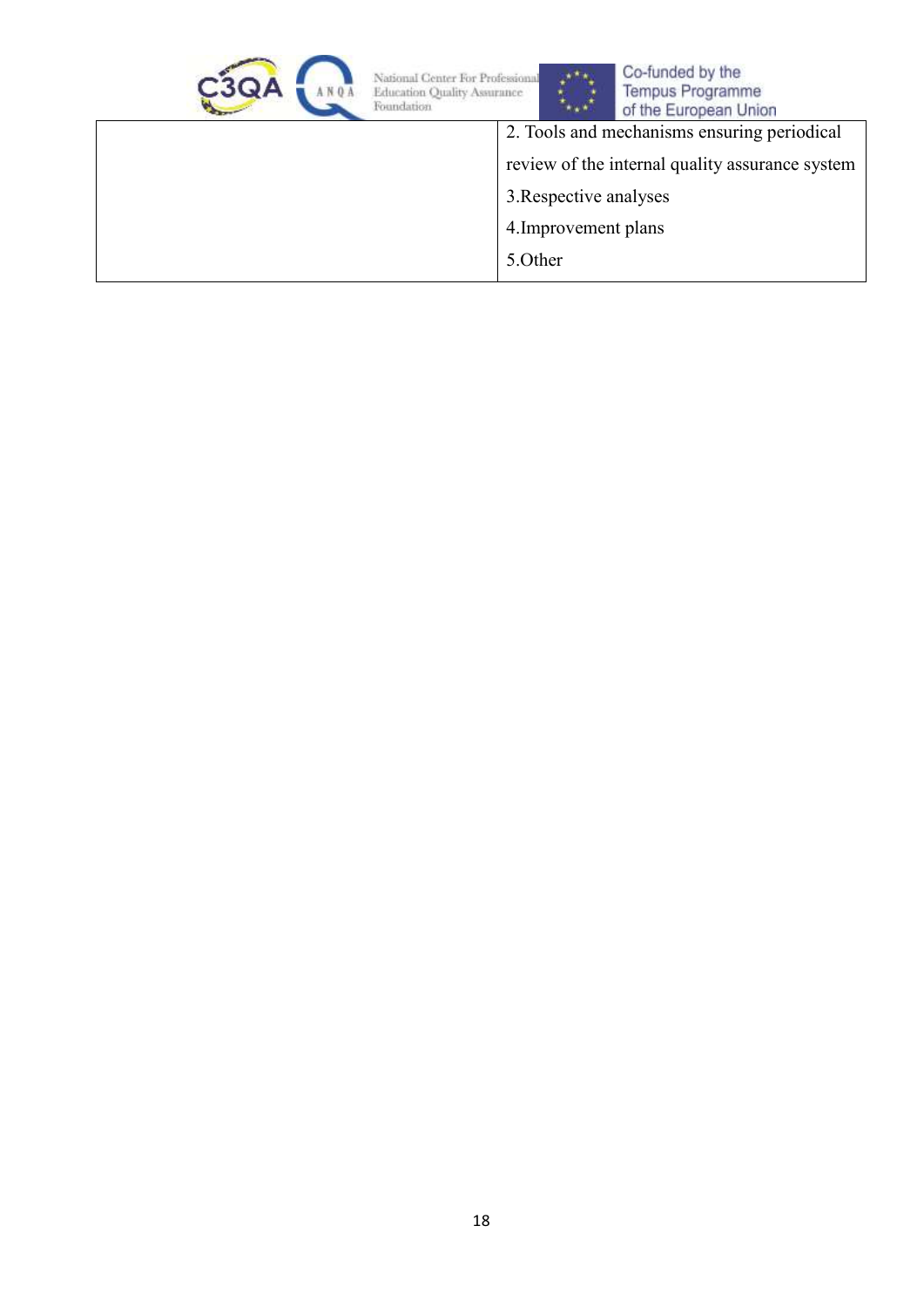| | |
|---|---|
| | 2. Tools and mechanisms ensuring periodical review of the internal quality assurance system<br>3.Respective analyses<br>4.Improvement plans<br>5.Other |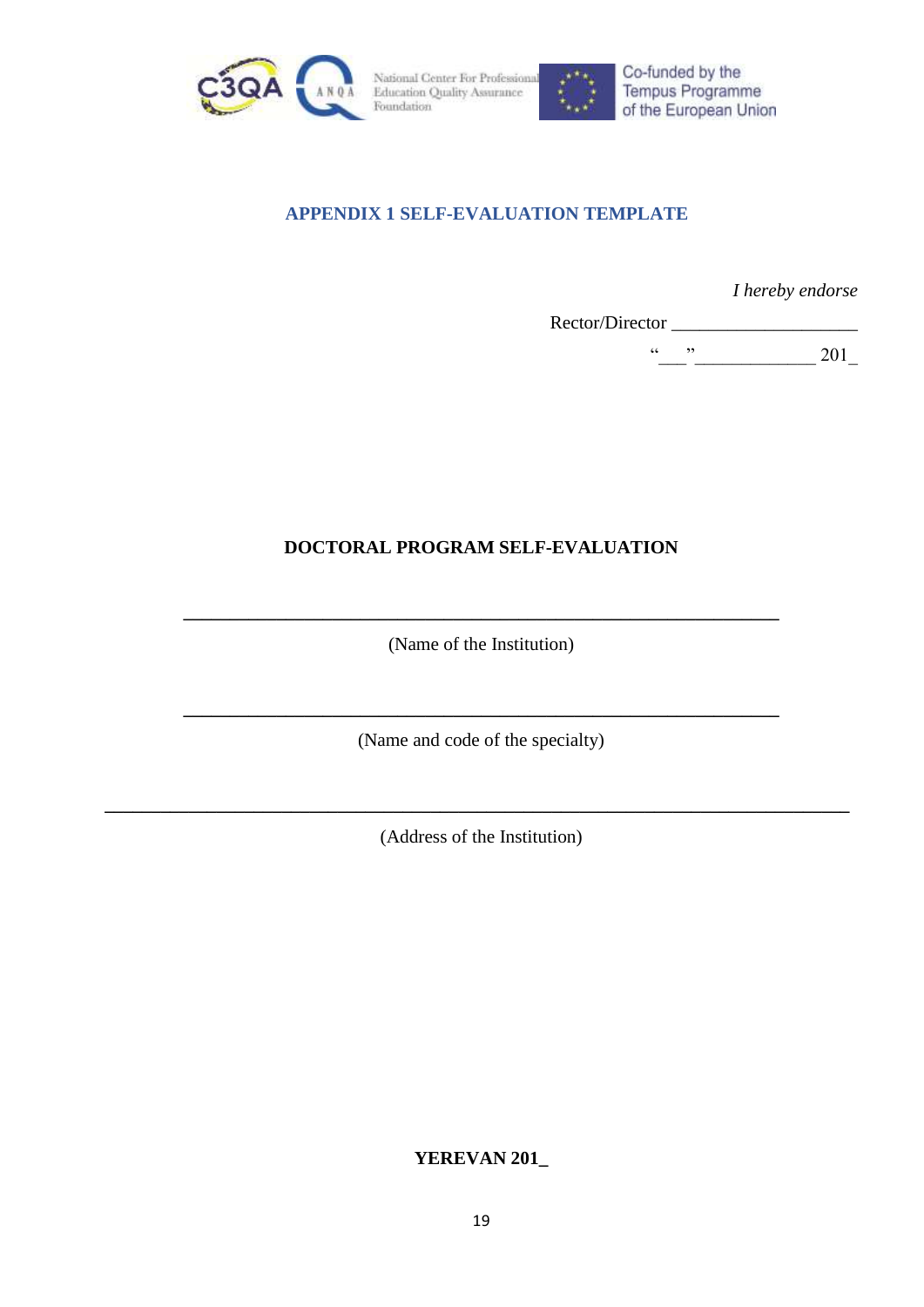## APPENDIX 1 SELF-EVALUATION TEMPLATE

*I hereby endorse*

Rector/Director ___________________

"___"____________ 201_

**DOCTORAL PROGRAM SELF-EVALUATION**

______________________________________________________________

(Name of the Institution)

______________________________________________________________

(Name and code of the specialty)

______________________________________________________________________________

(Address of the Institution)

**YEREVAN 201_**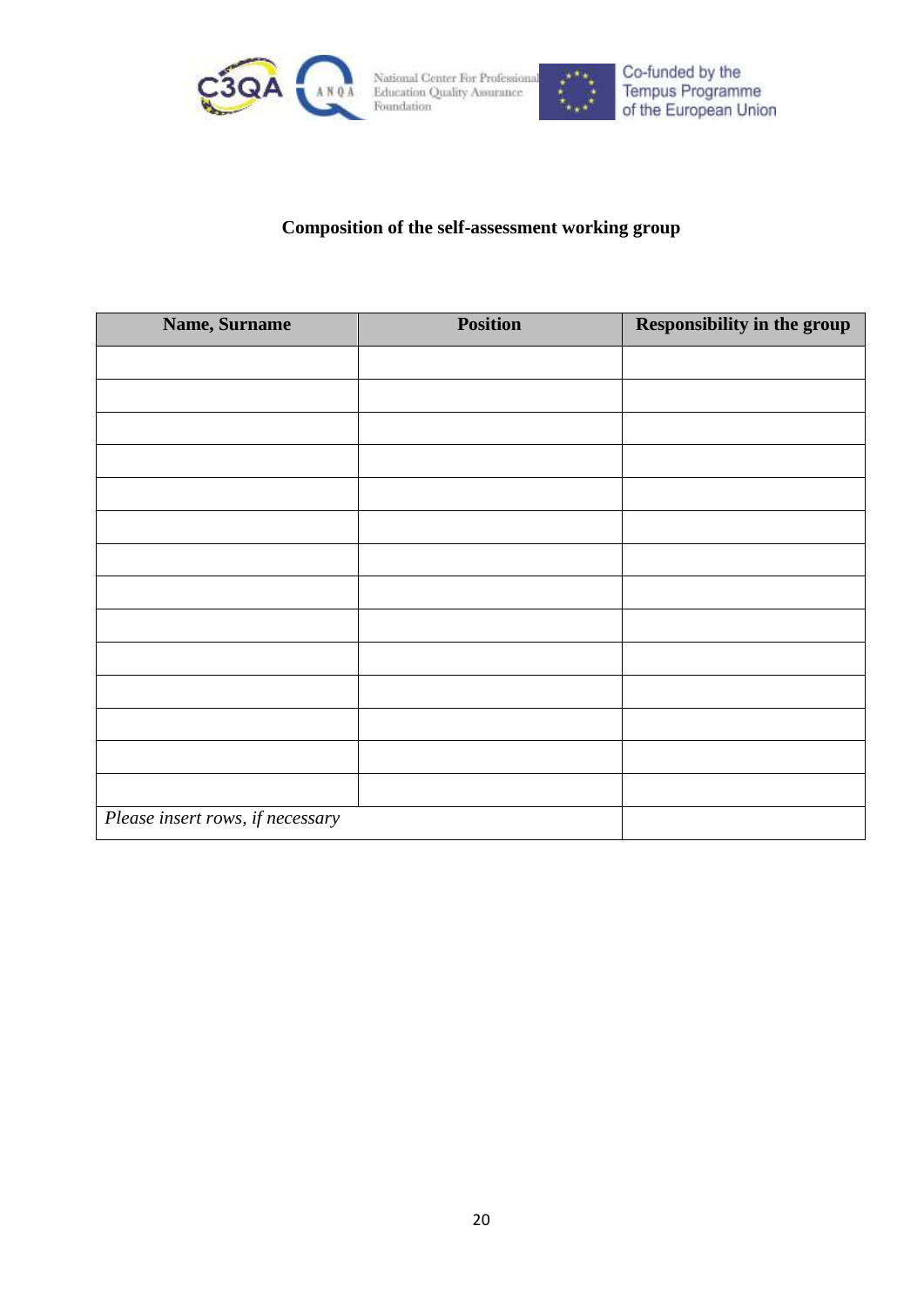**Composition of the self-assessment working group**

| Name, Surname | Position | Responsibility in the group |
|---|---|---|
| | | |
| | | |
| | | |
| | | |
| | | |
| | | |
| | | |
| | | |
| | | |
| | | |
| | | |
| | | |
| | | |
| | | |
| *Please insert rows, if necessary* | | |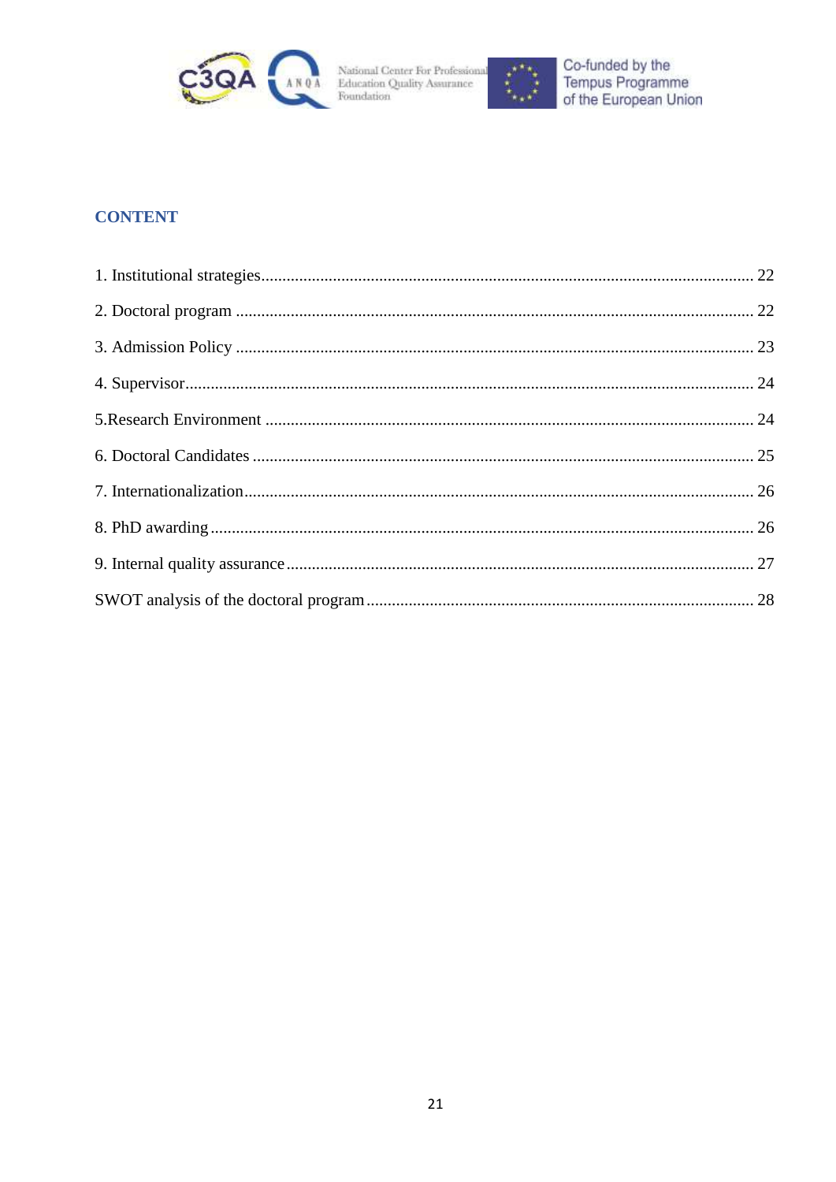## CONTENT

1. Institutional strategies ........ 22
2. Doctoral program ........ 22
3. Admission Policy ........ 23
4. Supervisor ........ 24
5. Research Environment ........ 24
6. Doctoral Candidates ........ 25
7. Internationalization ........ 26
8. PhD awarding ........ 26
9. Internal quality assurance ........ 27

SWOT analysis of the doctoral program ........ 28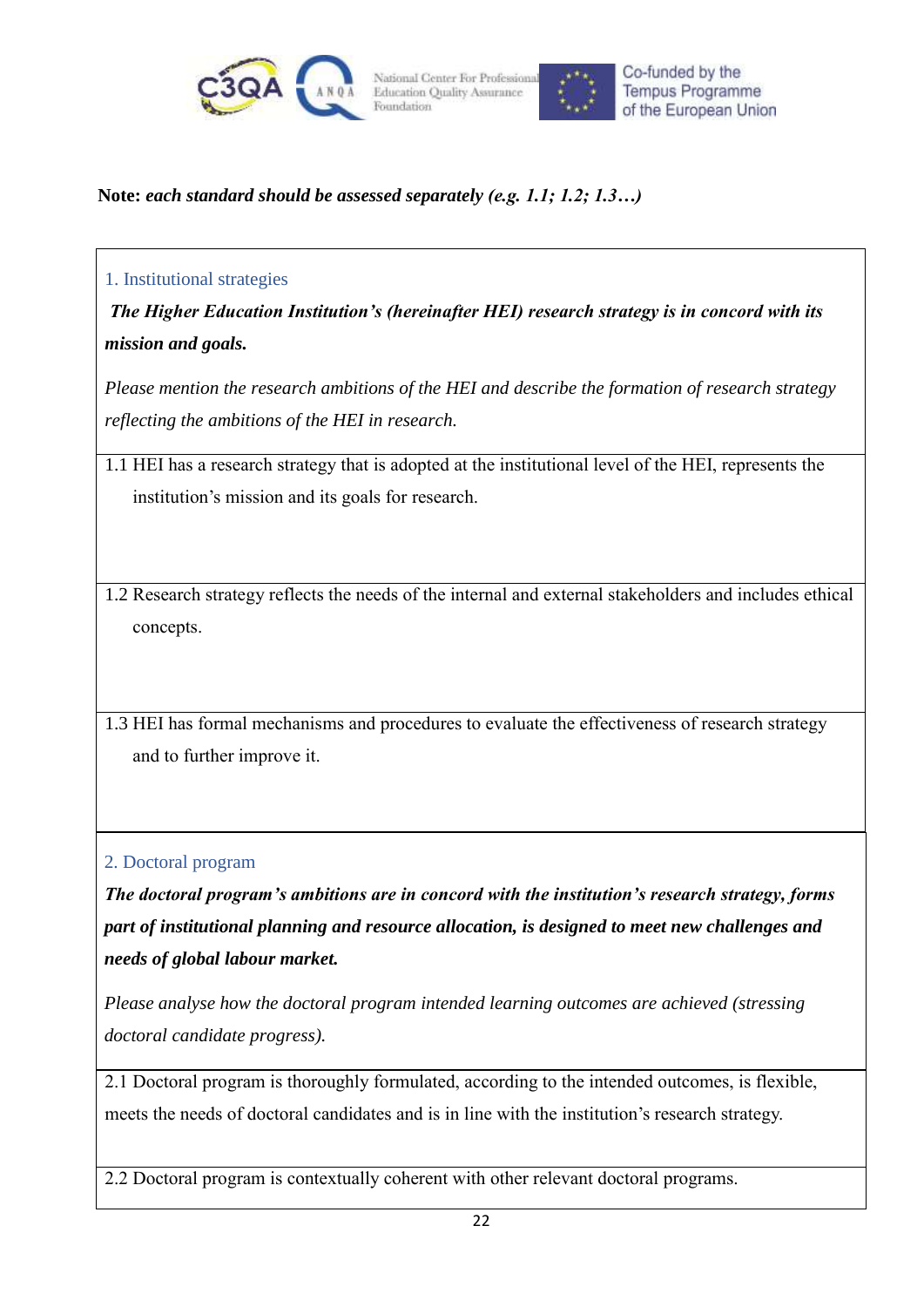**Note:** ***each standard should be assessed separately (e.g. 1.1; 1.2; 1.3…)***

| 1. Institutional strategies<br>***The Higher Education Institution's (hereinafter HEI) research strategy is in concord with its mission and goals.***<br>*Please mention the research ambitions of the HEI and describe the formation of research strategy reflecting the ambitions of the HEI in research.* |
|---|
| 1.1 HEI has a research strategy that is adopted at the institutional level of the HEI, represents the institution's mission and its goals for research. |
| 1.2 Research strategy reflects the needs of the internal and external stakeholders and includes ethical concepts. |
| 1.3 HEI has formal mechanisms and procedures to evaluate the effectiveness of research strategy and to further improve it. |

| 2. Doctoral program<br>***The doctoral program's ambitions are in concord with the institution's research strategy, forms part of institutional planning and resource allocation, is designed to meet new challenges and needs of global labour market.***<br>*Please analyse how the doctoral program intended learning outcomes are achieved (stressing doctoral candidate progress).* |
|---|
| 2.1 Doctoral program is thoroughly formulated, according to the intended outcomes, is flexible, meets the needs of doctoral candidates and is in line with the institution's research strategy. |
| 2.2 Doctoral program is contextually coherent with other relevant doctoral programs. |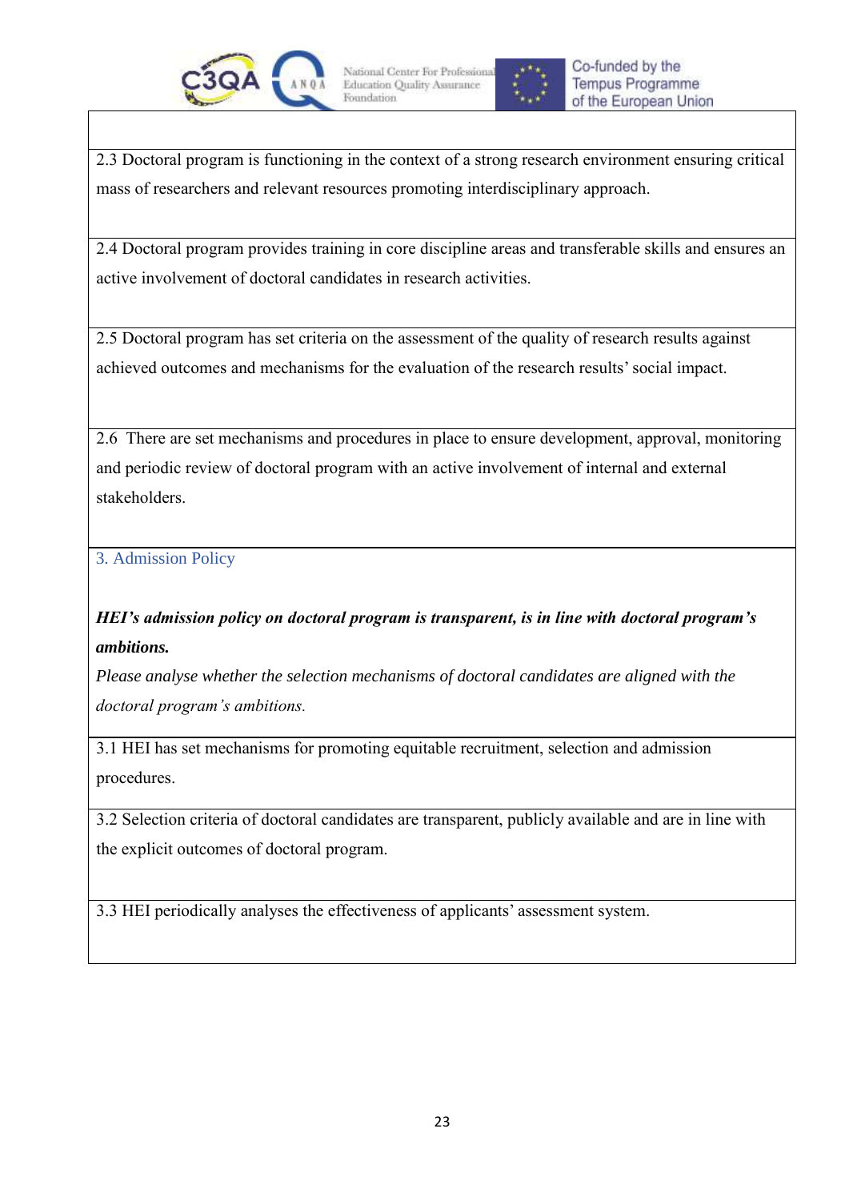2.3 Doctoral program is functioning in the context of a strong research environment ensuring critical mass of researchers and relevant resources promoting interdisciplinary approach.

2.4 Doctoral program provides training in core discipline areas and transferable skills and ensures an active involvement of doctoral candidates in research activities.

2.5 Doctoral program has set criteria on the assessment of the quality of research results against achieved outcomes and mechanisms for the evaluation of the research results' social impact.

2.6 There are set mechanisms and procedures in place to ensure development, approval, monitoring and periodic review of doctoral program with an active involvement of internal and external stakeholders.

## 3. Admission Policy

***HEI's admission policy on doctoral program is transparent, is in line with doctoral program's ambitions.***

*Please analyse whether the selection mechanisms of doctoral candidates are aligned with the doctoral program's ambitions.*

3.1 HEI has set mechanisms for promoting equitable recruitment, selection and admission procedures.

3.2 Selection criteria of doctoral candidates are transparent, publicly available and are in line with the explicit outcomes of doctoral program.

3.3 HEI periodically analyses the effectiveness of applicants' assessment system.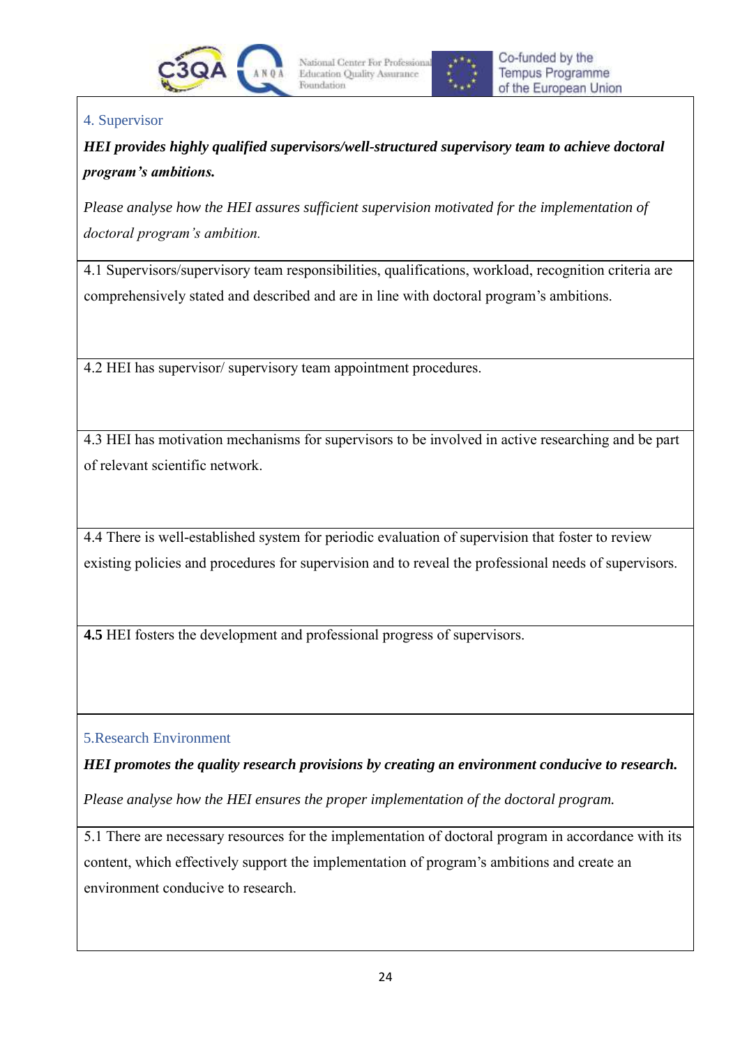### 4. Supervisor

***HEI provides highly qualified supervisors/well-structured supervisory team to achieve doctoral program's ambitions.***

*Please analyse how the HEI assures sufficient supervision motivated for the implementation of doctoral program's ambition.*

4.1 Supervisors/supervisory team responsibilities, qualifications, workload, recognition criteria are comprehensively stated and described and are in line with doctoral program's ambitions.

4.2 HEI has supervisor/ supervisory team appointment procedures.

4.3 HEI has motivation mechanisms for supervisors to be involved in active researching and be part of relevant scientific network.

4.4 There is well-established system for periodic evaluation of supervision that foster to review existing policies and procedures for supervision and to reveal the professional needs of supervisors.

**4.5** HEI fosters the development and professional progress of supervisors.

### 5.Research Environment

***HEI promotes the quality research provisions by creating an environment conducive to research.***

*Please analyse how the HEI ensures the proper implementation of the doctoral program.*

5.1 There are necessary resources for the implementation of doctoral program in accordance with its content, which effectively support the implementation of program's ambitions and create an environment conducive to research.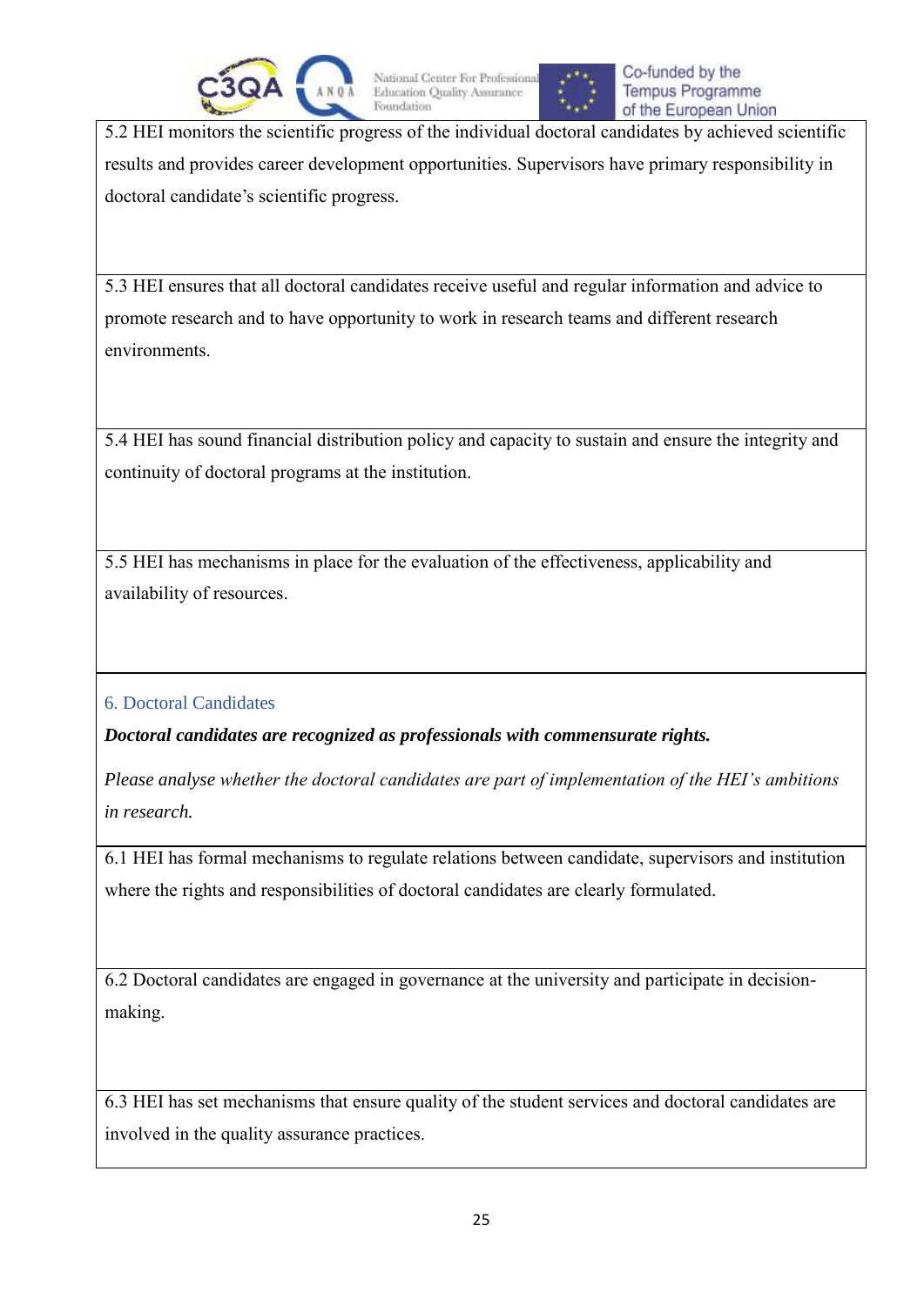| 5.2 HEI monitors the scientific progress of the individual doctoral candidates by achieved scientific results and provides career development opportunities. Supervisors have primary responsibility in doctoral candidate's scientific progress. |
|---|
| 5.3 HEI ensures that all doctoral candidates receive useful and regular information and advice to promote research and to have opportunity to work in research teams and different research environments. |
| 5.4 HEI has sound financial distribution policy and capacity to sustain and ensure the integrity and continuity of doctoral programs at the institution. |
| 5.5 HEI has mechanisms in place for the evaluation of the effectiveness, applicability and availability of resources. |

## 6. Doctoral Candidates

***Doctoral candidates are recognized as professionals with commensurate rights.***

*Please analyse whether the doctoral candidates are part of implementation of the HEI's ambitions in research.*

| 6.1 HEI has formal mechanisms to regulate relations between candidate, supervisors and institution where the rights and responsibilities of doctoral candidates are clearly formulated. |
|---|
| 6.2 Doctoral candidates are engaged in governance at the university and participate in decision-making. |
| 6.3 HEI has set mechanisms that ensure quality of the student services and doctoral candidates are involved in the quality assurance practices. |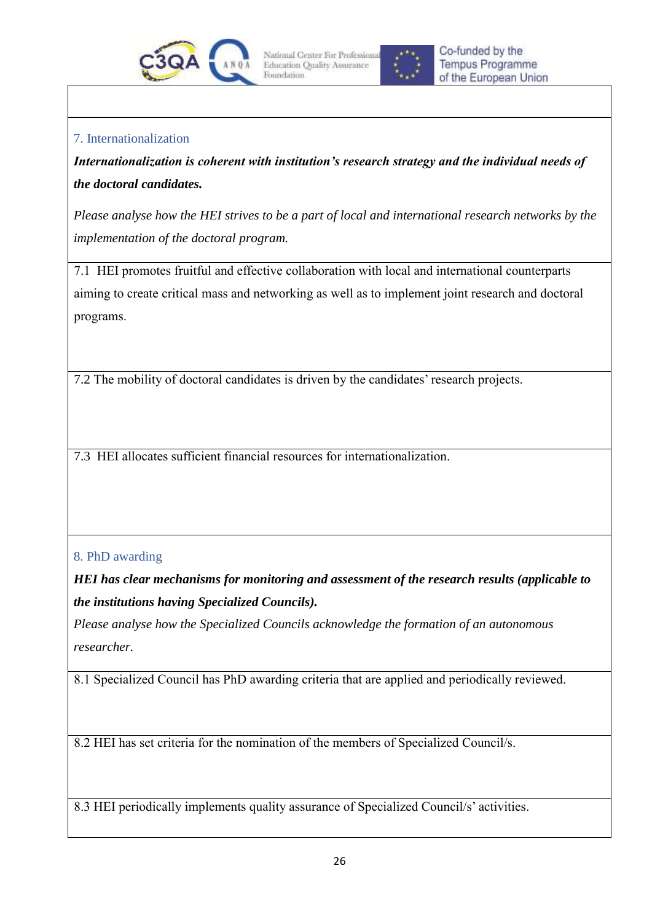## 7. Internationalization

***Internationalization is coherent with institution's research strategy and the individual needs of the doctoral candidates.***

*Please analyse how the HEI strives to be a part of local and international research networks by the implementation of the doctoral program.*

7.1 HEI promotes fruitful and effective collaboration with local and international counterparts aiming to create critical mass and networking as well as to implement joint research and doctoral programs.

7.2 The mobility of doctoral candidates is driven by the candidates' research projects.

7.3 HEI allocates sufficient financial resources for internationalization.

## 8. PhD awarding

***HEI has clear mechanisms for monitoring and assessment of the research results (applicable to the institutions having Specialized Councils).***

*Please analyse how the Specialized Councils acknowledge the formation of an autonomous researcher.*

8.1 Specialized Council has PhD awarding criteria that are applied and periodically reviewed.

8.2 HEI has set criteria for the nomination of the members of Specialized Council/s.

8.3 HEI periodically implements quality assurance of Specialized Council/s' activities.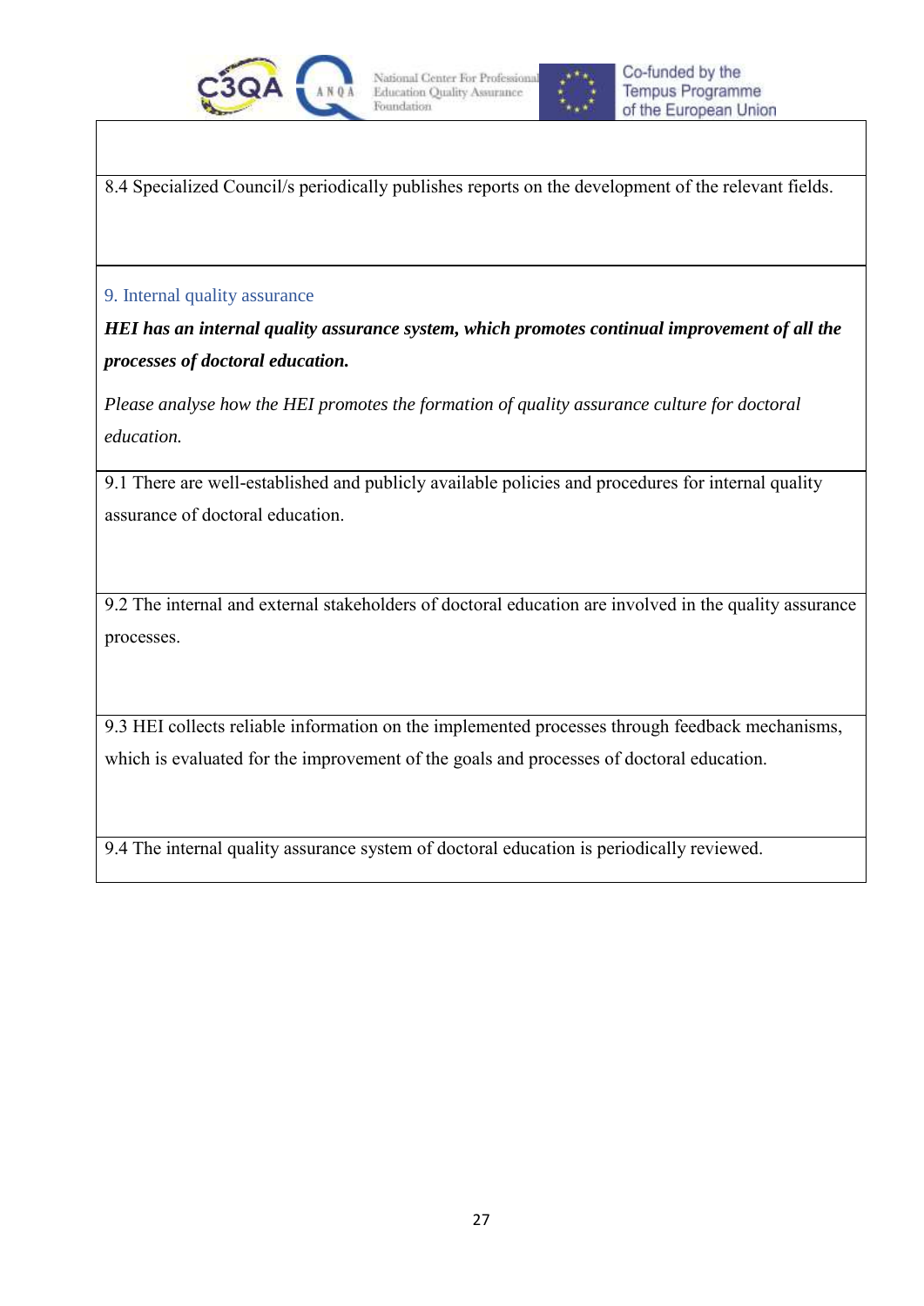8.4 Specialized Council/s periodically publishes reports on the development of the relevant fields.

## 9. Internal quality assurance

***HEI has an internal quality assurance system, which promotes continual improvement of all the processes of doctoral education.***

*Please analyse how the HEI promotes the formation of quality assurance culture for doctoral education.*

9.1 There are well-established and publicly available policies and procedures for internal quality assurance of doctoral education.

9.2 The internal and external stakeholders of doctoral education are involved in the quality assurance processes.

9.3 HEI collects reliable information on the implemented processes through feedback mechanisms, which is evaluated for the improvement of the goals and processes of doctoral education.

9.4 The internal quality assurance system of doctoral education is periodically reviewed.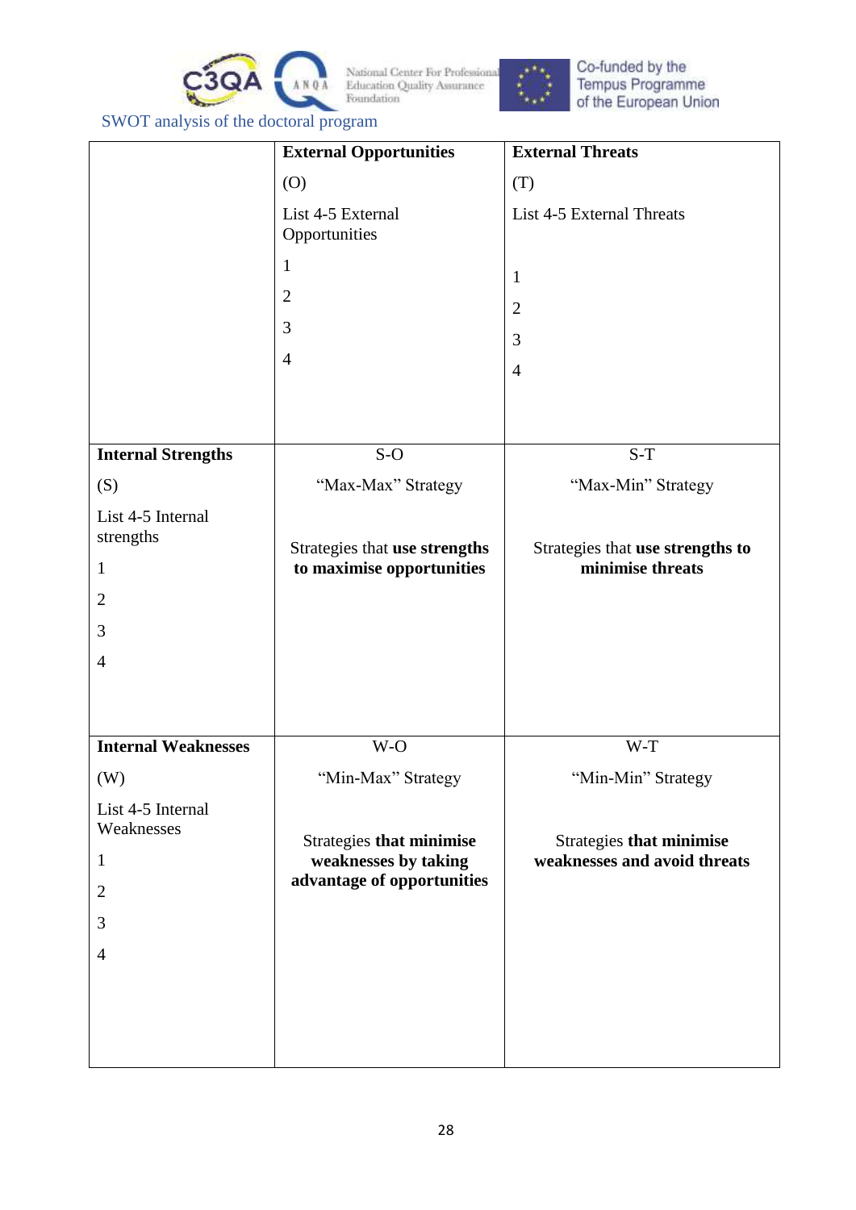SWOT analysis of the doctoral program

| | **External Opportunities**<br>(O)<br>List 4-5 External Opportunities<br>1<br>2<br>3<br>4 | **External Threats**<br>(T)<br>List 4-5 External Threats<br>1<br>2<br>3<br>4 |
|---|---|---|
| **Internal Strengths**<br>(S)<br>List 4-5 Internal strengths<br>1<br>2<br>3<br>4 | S-O<br>"Max-Max" Strategy<br>Strategies that **use strengths to maximise opportunities** | S-T<br>"Max-Min" Strategy<br>Strategies that **use strengths to minimise threats** |
| **Internal Weaknesses**<br>(W)<br>List 4-5 Internal Weaknesses<br>1<br>2<br>3<br>4 | W-O<br>"Min-Max" Strategy<br>Strategies **that minimise weaknesses by taking advantage of opportunities** | W-T<br>"Min-Min" Strategy<br>Strategies **that minimise weaknesses and avoid threats** |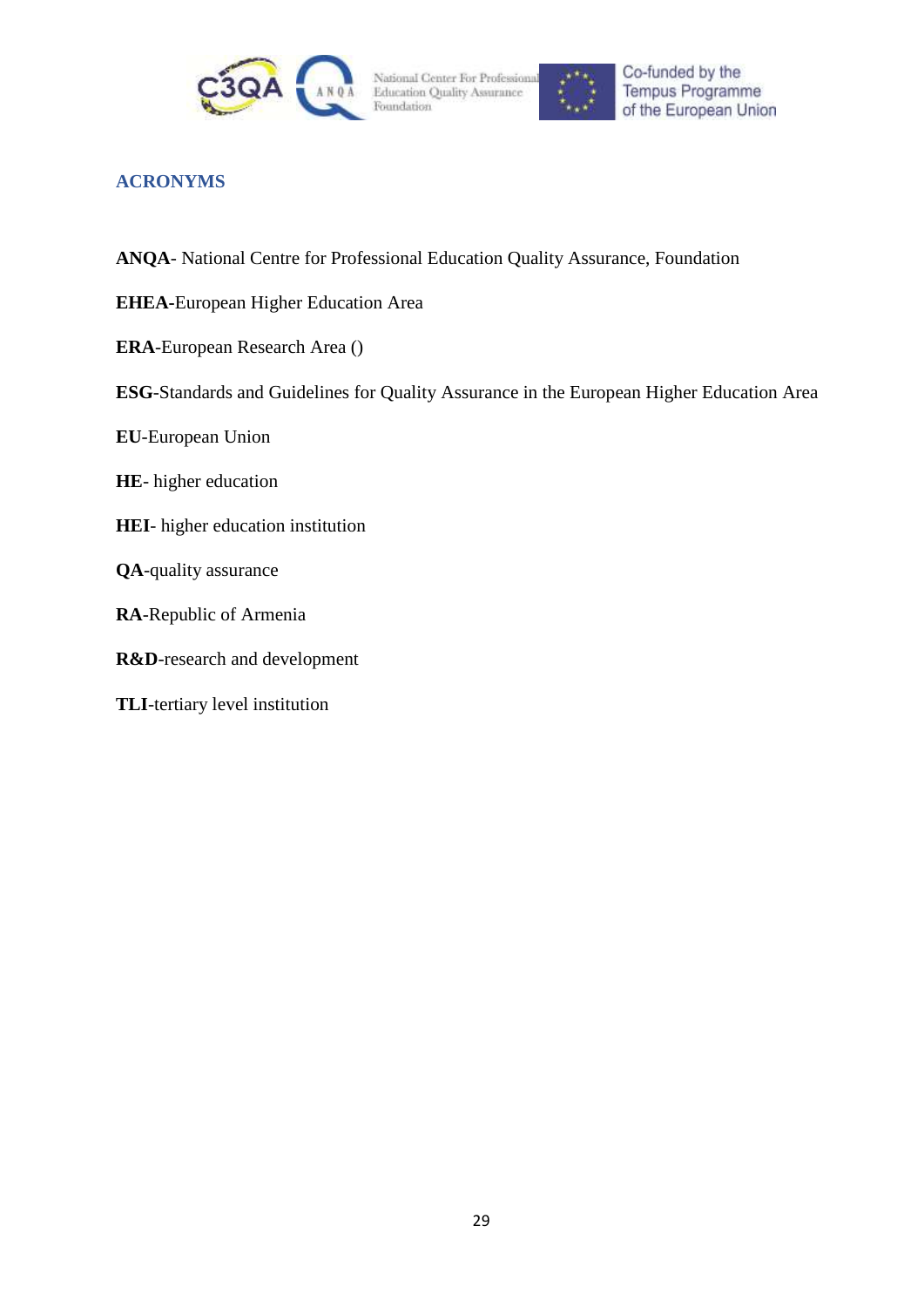## ACRONYMS

**ANQA**- National Centre for Professional Education Quality Assurance, Foundation

**EHEA**-European Higher Education Area

**ERA**-European Research Area ()

**ESG**-Standards and Guidelines for Quality Assurance in the European Higher Education Area

**EU**-European Union

**HE**- higher education

**HEI**- higher education institution

**QA**-quality assurance

**RA**-Republic of Armenia

**R&D**-research and development

**TLI**-tertiary level institution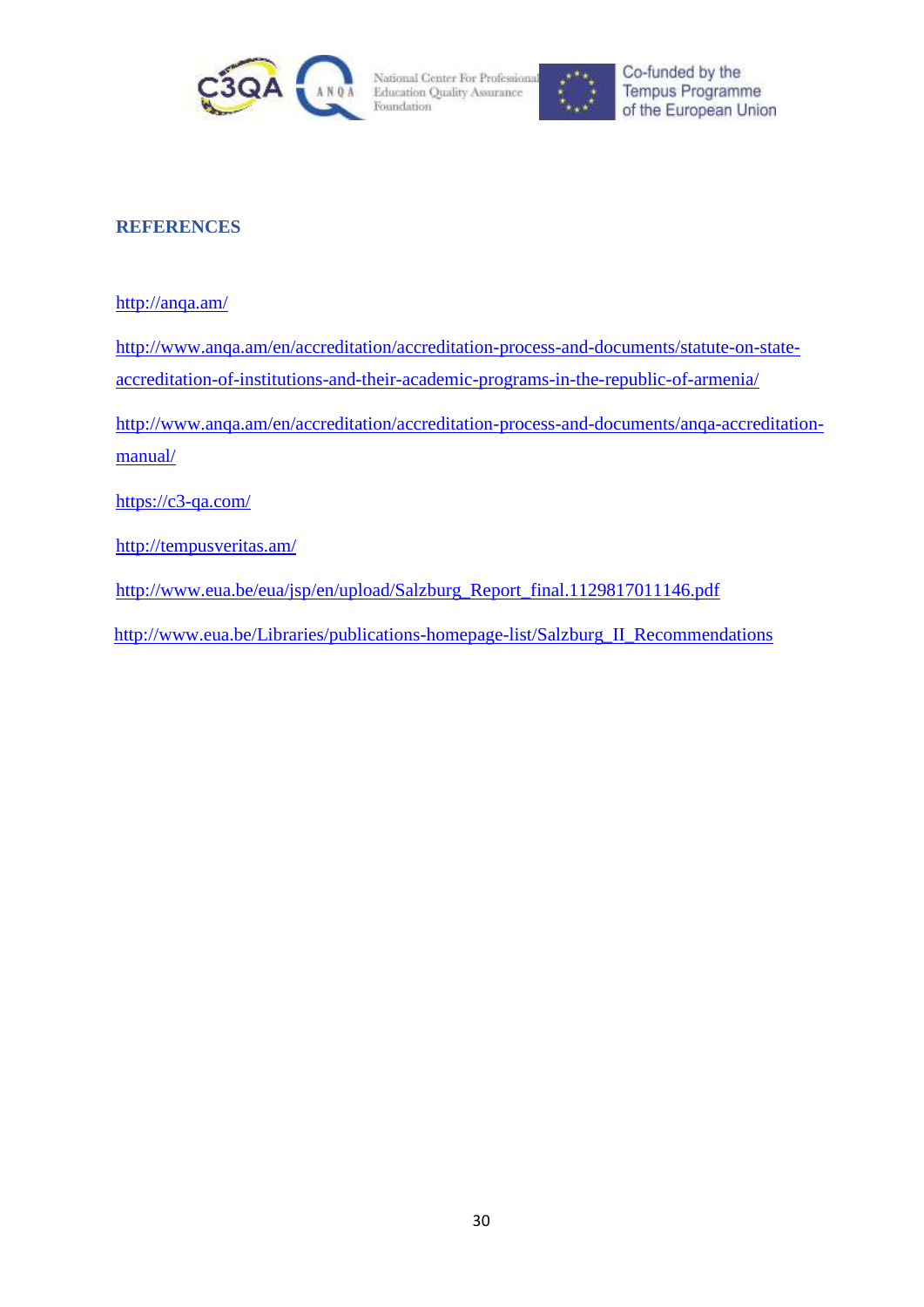## REFERENCES

http://anqa.am/

http://www.anqa.am/en/accreditation/accreditation-process-and-documents/statute-on-state-accreditation-of-institutions-and-their-academic-programs-in-the-republic-of-armenia/

http://www.anqa.am/en/accreditation/accreditation-process-and-documents/anqa-accreditation-manual/

https://c3-qa.com/

http://tempusveritas.am/

http://www.eua.be/eua/jsp/en/upload/Salzburg_Report_final.1129817011146.pdf

http://www.eua.be/Libraries/publications-homepage-list/Salzburg_II_Recommendations